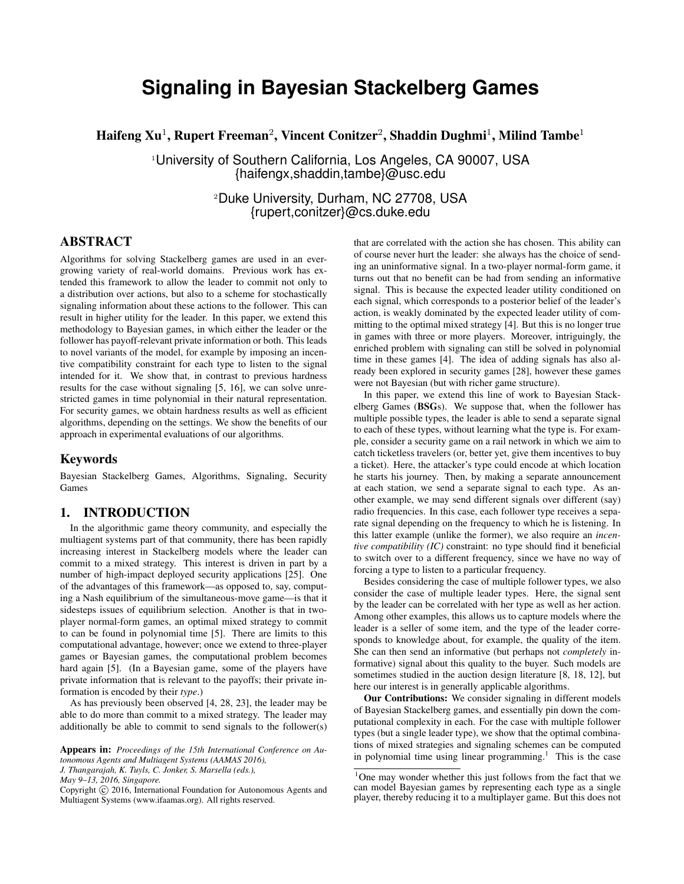# Signaling in Bayesian Stackelberg Games

**Haifeng Xu[1], Rupert Freeman[2], Vincent Conitzer[2], Shaddin Dughmi[1], Milind Tambe[1]**

[1]University of Southern California, Los Angeles, CA 90007, USA
{haifengx,shaddin,tambe}@usc.edu

[2]Duke University, Durham, NC 27708, USA
{rupert,conitzer}@cs.duke.edu

## ABSTRACT

Algorithms for solving Stackelberg games are used in an ever-growing variety of real-world domains. Previous work has extended this framework to allow the leader to commit not only to a distribution over actions, but also to a scheme for stochastically signaling information about these actions to the follower. This can result in higher utility for the leader. In this paper, we extend this methodology to Bayesian games, in which either the leader or the follower has payoff-relevant private information or both. This leads to novel variants of the model, for example by imposing an incentive compatibility constraint for each type to listen to the signal intended for it. We show that, in contrast to previous hardness results for the case without signaling [5, 16], we can solve unrestricted games in time polynomial in their natural representation. For security games, we obtain hardness results as well as efficient algorithms, depending on the settings. We show the benefits of our approach in experimental evaluations of our algorithms.

### Keywords

Bayesian Stackelberg Games, Algorithms, Signaling, Security Games

## 1. INTRODUCTION

In the algorithmic game theory community, and especially the multiagent systems part of that community, there has been rapidly increasing interest in Stackelberg models where the leader can commit to a mixed strategy. This interest is driven in part by a number of high-impact deployed security applications [25]. One of the advantages of this framework—as opposed to, say, computing a Nash equilibrium of the simultaneous-move game—is that it sidesteps issues of equilibrium selection. Another is that in two-player normal-form games, an optimal mixed strategy to commit to can be found in polynomial time [5]. There are limits to this computational advantage, however; once we extend to three-player games or Bayesian games, the computational problem becomes hard again [5]. (In a Bayesian game, some of the players have private information that is relevant to the payoffs; their private information is encoded by their *type*.)

As has previously been observed [4, 28, 23], the leader may be able to do more than commit to a mixed strategy. The leader may additionally be able to commit to send signals to the follower(s) that are correlated with the action she has chosen. This ability can of course never hurt the leader: she always has the choice of sending an uninformative signal. In a two-player normal-form game, it turns out that no benefit can be had from sending an informative signal. This is because the expected leader utility conditioned on each signal, which corresponds to a posterior belief of the leader's action, is weakly dominated by the expected leader utility of committing to the optimal mixed strategy [4]. But this is no longer true in games with three or more players. Moreover, intriguingly, the enriched problem with signaling can still be solved in polynomial time in these games [4]. The idea of adding signals has also already been explored in security games [28], however these games were not Bayesian (but with richer game structure).

In this paper, we extend this line of work to Bayesian Stackelberg Games (**BSG**s). We suppose that, when the follower has multiple possible types, the leader is able to send a separate signal to each of these types, without learning what the type is. For example, consider a security game on a rail network in which we aim to catch ticketless travelers (or, better yet, give them incentives to buy a ticket). Here, the attacker's type could encode at which location he starts his journey. Then, by making a separate announcement at each station, we send a separate signal to each type. As another example, we may send different signals over different (say) radio frequencies. In this case, each follower type receives a separate signal depending on the frequency to which he is listening. In this latter example (unlike the former), we also require an *incentive compatibility (IC)* constraint: no type should find it beneficial to switch over to a different frequency, since we have no way of forcing a type to listen to a particular frequency.

Besides considering the case of multiple follower types, we also consider the case of multiple leader types. Here, the signal sent by the leader can be correlated with her type as well as her action. Among other examples, this allows us to capture models where the leader is a seller of some item, and the type of the leader corresponds to knowledge about, for example, the quality of the item. She can then send an informative (but perhaps not *completely* informative) signal about this quality to the buyer. Such models are sometimes studied in the auction design literature [8, 18, 12], but here our interest is in generally applicable algorithms.

**Our Contributions:** We consider signaling in different models of Bayesian Stackelberg games, and essentially pin down the computational complexity in each. For the case with multiple follower types (but a single leader type), we show that the optimal combinations of mixed strategies and signaling schemes can be computed in polynomial time using linear programming.[1] This is the case

**Appears in:** *Proceedings of the 15th International Conference on Autonomous Agents and Multiagent Systems (AAMAS 2016), J. Thangarajah, K. Tuyls, C. Jonker, S. Marsella (eds.), May 9–13, 2016, Singapore.*
Copyright © 2016, International Foundation for Autonomous Agents and Multiagent Systems (www.ifaamas.org). All rights reserved.

[1]One may wonder whether this just follows from the fact that we can model Bayesian games by representing each type as a single player, thereby reducing it to a multiplayer game. But this does not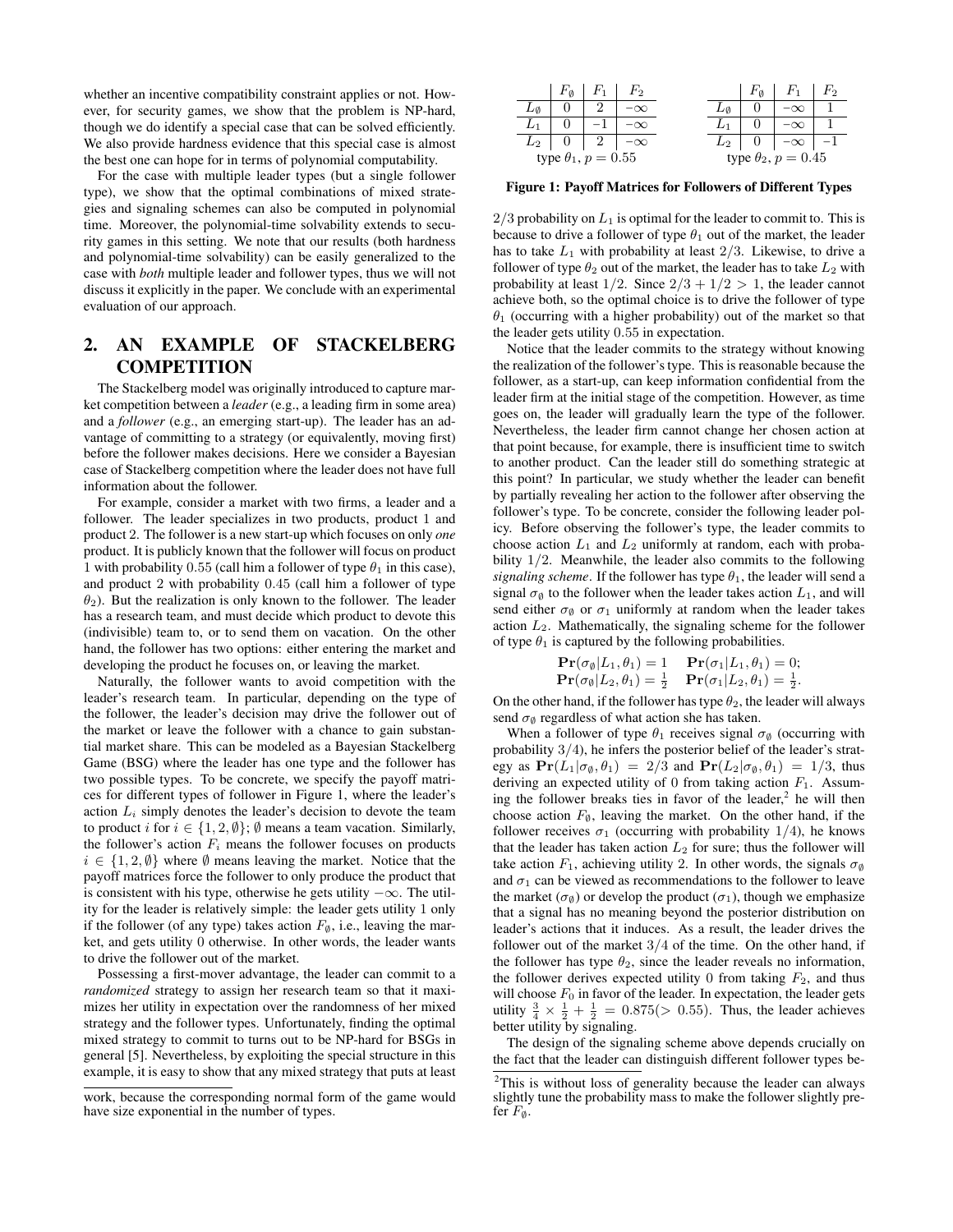whether an incentive compatibility constraint applies or not. However, for security games, we show that the problem is NP-hard, though we do identify a special case that can be solved efficiently. We also provide hardness evidence that this special case is almost the best one can hope for in terms of polynomial computability.

For the case with multiple leader types (but a single follower type), we show that the optimal combinations of mixed strategies and signaling schemes can also be computed in polynomial time. Moreover, the polynomial-time solvability extends to security games in this setting. We note that our results (both hardness and polynomial-time solvability) can be easily generalized to the case with *both* multiple leader and follower types, thus we will not discuss it explicitly in the paper. We conclude with an experimental evaluation of our approach.

## 2. AN EXAMPLE OF STACKELBERG COMPETITION

The Stackelberg model was originally introduced to capture market competition between a *leader* (e.g., a leading firm in some area) and a *follower* (e.g., an emerging start-up). The leader has an advantage of committing to a strategy (or equivalently, moving first) before the follower makes decisions. Here we consider a Bayesian case of Stackelberg competition where the leader does not have full information about the follower.

For example, consider a market with two firms, a leader and a follower. The leader specializes in two products, product 1 and product 2. The follower is a new start-up which focuses on only *one* product. It is publicly known that the follower will focus on product 1 with probability 0.55 (call him a follower of type $\theta_1$ in this case), and product 2 with probability 0.45 (call him a follower of type $\theta_2$). But the realization is only known to the follower. The leader has a research team, and must decide which product to devote this (indivisible) team to, or to send them on vacation. On the other hand, the follower has two options: either entering the market and developing the product he focuses on, or leaving the market.

Naturally, the follower wants to avoid competition with the leader's research team. In particular, depending on the type of the follower, the leader's decision may drive the follower out of the market or leave the follower with a chance to gain substantial market share. This can be modeled as a Bayesian Stackelberg Game (BSG) where the leader has one type and the follower has two possible types. To be concrete, we specify the payoff matrices for different types of follower in Figure 1, where the leader's action $L_i$ simply denotes the leader's decision to devote the team to product $i$ for $i \in \{1, 2, \emptyset\}$; $\emptyset$ means a team vacation. Similarly, the follower's action $F_i$ means the follower focuses on products $i \in \{1, 2, \emptyset\}$ where $\emptyset$ means leaving the market. Notice that the payoff matrices force the follower to only produce the product that is consistent with his type, otherwise he gets utility $-\infty$. The utility for the leader is relatively simple: the leader gets utility 1 only if the follower (of any type) takes action $F_\emptyset$, i.e., leaving the market, and gets utility 0 otherwise. In other words, the leader wants to drive the follower out of the market.

Possessing a first-mover advantage, the leader can commit to a *randomized* strategy to assign her research team so that it maximizes her utility in expectation over the randomness of her mixed strategy and the follower types. Unfortunately, finding the optimal mixed strategy to commit to turns out to be NP-hard for BSGs in general [5]. Nevertheless, by exploiting the special structure in this example, it is easy to show that any mixed strategy that puts at least

work, because the corresponding normal form of the game would have size exponential in the number of types.

| | $F_\emptyset$ | $F_1$ | $F_2$ |
|---|---|---|---|
| $L_\emptyset$ | 0 | 2 | $-\infty$ |
| $L_1$ | 0 | $-1$ | $-\infty$ |
| $L_2$ | 0 | 2 | $-\infty$ |

type $\theta_1$, $p = 0.55$

| | $F_\emptyset$ | $F_1$ | $F_2$ |
|---|---|---|---|
| $L_\emptyset$ | 0 | $-\infty$ | 1 |
| $L_1$ | 0 | $-\infty$ | 1 |
| $L_2$ | 0 | $-\infty$ | $-1$ |

type $\theta_2$, $p = 0.45$

**Figure 1: Payoff Matrices for Followers of Different Types**

$2/3$ probability on $L_1$ is optimal for the leader to commit to. This is because to drive a follower of type $\theta_1$ out of the market, the leader has to take $L_1$ with probability at least $2/3$. Likewise, to drive a follower of type $\theta_2$ out of the market, the leader has to take $L_2$ with probability at least $1/2$. Since $2/3 + 1/2 > 1$, the leader cannot achieve both, so the optimal choice is to drive the follower of type $\theta_1$ (occurring with a higher probability) out of the market so that the leader gets utility 0.55 in expectation.

Notice that the leader commits to the strategy without knowing the realization of the follower's type. This is reasonable because the follower, as a start-up, can keep information confidential from the leader firm at the initial stage of the competition. However, as time goes on, the leader will gradually learn the type of the follower. Nevertheless, the leader firm cannot change her chosen action at that point because, for example, there is insufficient time to switch to another product. Can the leader still do something strategic at this point? In particular, we study whether the leader can benefit by partially revealing her action to the follower after observing the follower's type. To be concrete, consider the following leader policy. Before observing the follower's type, the leader commits to choose action $L_1$ and $L_2$ uniformly at random, each with probability $1/2$. Meanwhile, the leader also commits to the following *signaling scheme*. If the follower has type $\theta_1$, the leader will send a signal $\sigma_\emptyset$ to the follower when the leader takes action $L_1$, and will send either $\sigma_\emptyset$ or $\sigma_1$ uniformly at random when the leader takes action $L_2$. Mathematically, the signaling scheme for the follower of type $\theta_1$ is captured by the following probabilities.

$$\mathbf{Pr}(\sigma_\emptyset | L_1, \theta_1) = 1 \quad \mathbf{Pr}(\sigma_1 | L_1, \theta_1) = 0;$$
$$\mathbf{Pr}(\sigma_\emptyset | L_2, \theta_1) = \tfrac{1}{2} \quad \mathbf{Pr}(\sigma_1 | L_2, \theta_1) = \tfrac{1}{2}.$$

On the other hand, if the follower has type $\theta_2$, the leader will always send $\sigma_\emptyset$ regardless of what action she has taken.

When a follower of type $\theta_1$ receives signal $\sigma_\emptyset$ (occurring with probability $3/4$), he infers the posterior belief of the leader's strategy as $\mathbf{Pr}(L_1|\sigma_\emptyset, \theta_1) = 2/3$ and $\mathbf{Pr}(L_2|\sigma_\emptyset, \theta_1) = 1/3$, thus deriving an expected utility of 0 from taking action $F_1$. Assuming the follower breaks ties in favor of the leader,[2] he will then choose action $F_\emptyset$, leaving the market. On the other hand, if the follower receives $\sigma_1$ (occurring with probability $1/4$), he knows that the leader has taken action $L_2$ for sure; thus the follower will take action $F_1$, achieving utility 2. In other words, the signals $\sigma_\emptyset$ and $\sigma_1$ can be viewed as recommendations to the follower to leave the market ($\sigma_\emptyset$) or develop the product ($\sigma_1$), though we emphasize that a signal has no meaning beyond the posterior distribution on leader's actions that it induces. As a result, the leader drives the follower out of the market $3/4$ of the time. On the other hand, if the follower has type $\theta_2$, since the leader reveals no information, the follower derives expected utility 0 from taking $F_2$, and thus will choose $F_0$ in favor of the leader. In expectation, the leader gets utility $\frac{3}{4} \times \frac{1}{2} + \frac{1}{2} = 0.875 (> 0.55)$. Thus, the leader achieves better utility by signaling.

The design of the signaling scheme above depends crucially on the fact that the leader can distinguish different follower types be-

[2] This is without loss of generality because the leader can always slightly tune the probability mass to make the follower slightly prefer $F_\emptyset$.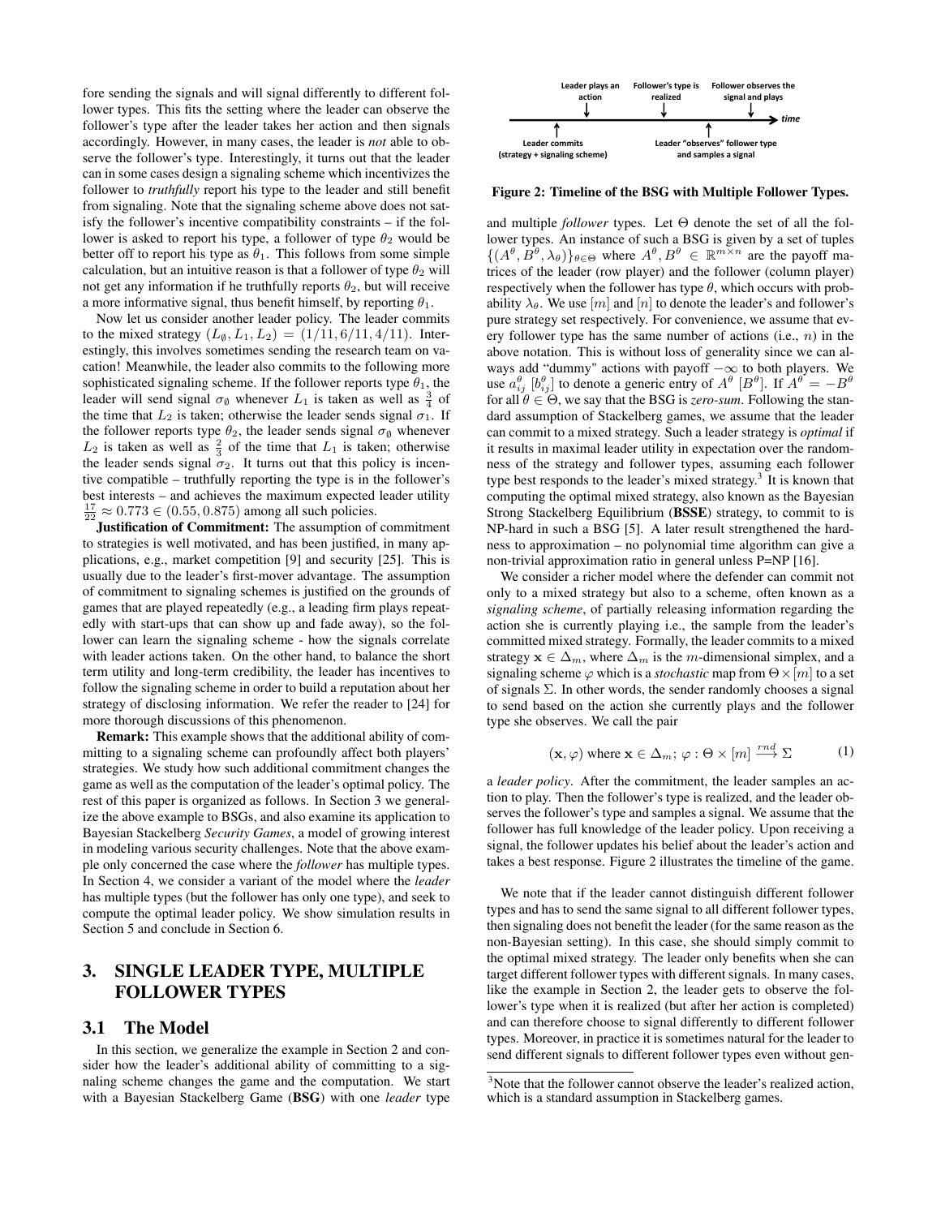fore sending the signals and will signal differently to different follower types. This fits the setting where the leader can observe the follower's type after the leader takes her action and then signals accordingly. However, in many cases, the leader is *not* able to observe the follower's type. Interestingly, it turns out that the leader can in some cases design a signaling scheme which incentivizes the follower to *truthfully* report his type to the leader and still benefit from signaling. Note that the signaling scheme above does not satisfy the follower's incentive compatibility constraints – if the follower is asked to report his type, a follower of type $\theta_2$ would be better off to report his type as $\theta_1$. This follows from some simple calculation, but an intuitive reason is that a follower of type $\theta_2$ will not get any information if he truthfully reports $\theta_2$, but will receive a more informative signal, thus benefit himself, by reporting $\theta_1$.

Now let us consider another leader policy. The leader commits to the mixed strategy $(L_\emptyset, L_1, L_2) = (1/11, 6/11, 4/11)$. Interestingly, this involves sometimes sending the research team on vacation! Meanwhile, the leader also commits to the following more sophisticated signaling scheme. If the follower reports type $\theta_1$, the leader will send signal $\sigma_\emptyset$ whenever $L_1$ is taken as well as $\frac{3}{4}$ of the time that $L_2$ is taken; otherwise the leader sends signal $\sigma_1$. If the follower reports type $\theta_2$, the leader sends signal $\sigma_\emptyset$ whenever $L_2$ is taken as well as $\frac{2}{3}$ of the time that $L_1$ is taken; otherwise the leader sends signal $\sigma_2$. It turns out that this policy is incentive compatible – truthfully reporting the type is in the follower's best interests – and achieves the maximum expected leader utility $\frac{17}{22} \approx 0.773 \in (0.55, 0.875)$ among all such policies.

**Justification of Commitment:** The assumption of commitment to strategies is well motivated, and has been justified, in many applications, e.g., market competition [9] and security [25]. This is usually due to the leader's first-mover advantage. The assumption of commitment to signaling schemes is justified on the grounds of games that are played repeatedly (e.g., a leading firm plays repeatedly with start-ups that can show up and fade away), so the follower can learn the signaling scheme - how the signals correlate with leader actions taken. On the other hand, to balance the short term utility and long-term credibility, the leader has incentives to follow the signaling scheme in order to build a reputation about her strategy of disclosing information. We refer the reader to [24] for more thorough discussions of this phenomenon.

**Remark:** This example shows that the additional ability of committing to a signaling scheme can profoundly affect both players' strategies. We study how such additional commitment changes the game as well as the computation of the leader's optimal policy. The rest of this paper is organized as follows. In Section 3 we generalize the above example to BSGs, and also examine its application to Bayesian Stackelberg *Security Games*, a model of growing interest in modeling various security challenges. Note that the above example only concerned the case where the *follower* has multiple types. In Section 4, we consider a variant of the model where the *leader* has multiple types (but the follower has only one type), and seek to compute the optimal leader policy. We show simulation results in Section 5 and conclude in Section 6.

# 3. SINGLE LEADER TYPE, MULTIPLE FOLLOWER TYPES

## 3.1 The Model

In this section, we generalize the example in Section 2 and consider how the leader's additional ability of committing to a signaling scheme changes the game and the computation. We start with a Bayesian Stackelberg Game (**BSG**) with one *leader* type

Leader plays an action → Follower's type is realized → Follower observes the signal and plays → *time*

Leader commits (strategy + signaling scheme); Leader "observes" follower type and samples a signal

**Figure 2: Timeline of the BSG with Multiple Follower Types.**

and multiple *follower* types. Let $\Theta$ denote the set of all the follower types. An instance of such a BSG is given by a set of tuples $\{(A^\theta, B^\theta, \lambda_\theta)\}_{\theta \in \Theta}$ where $A^\theta, B^\theta \in \mathbb{R}^{m \times n}$ are the payoff matrices of the leader (row player) and the follower (column player) respectively when the follower has type $\theta$, which occurs with probability $\lambda_\theta$. We use $[m]$ and $[n]$ to denote the leader's and follower's pure strategy set respectively. For convenience, we assume that every follower type has the same number of actions (i.e., $n$) in the above notation. This is without loss of generality since we can always add "dummy" actions with payoff $-\infty$ to both players. We use $a^\theta_{ij}$ $[b^\theta_{ij}]$ to denote a generic entry of $A^\theta$ $[B^\theta]$. If $A^\theta = -B^\theta$ for all $\theta \in \Theta$, we say that the BSG is *zero-sum*. Following the standard assumption of Stackelberg games, we assume that the leader can commit to a mixed strategy. Such a leader strategy is *optimal* if it results in maximal leader utility in expectation over the randomness of the strategy and follower types, assuming each follower type best responds to the leader's mixed strategy.[3] It is known that computing the optimal mixed strategy, also known as the Bayesian Strong Stackelberg Equilibrium (**BSSE**) strategy, to commit to is NP-hard in such a BSG [5]. A later result strengthened the hardness to approximation – no polynomial time algorithm can give a non-trivial approximation ratio in general unless P=NP [16].

We consider a richer model where the defender can commit not only to a mixed strategy but also to a scheme, often known as a *signaling scheme*, of partially releasing information regarding the action she is currently playing i.e., the sample from the leader's committed mixed strategy. Formally, the leader commits to a mixed strategy $\mathbf{x} \in \Delta_m$, where $\Delta_m$ is the $m$-dimensional simplex, and a signaling scheme $\varphi$ which is a *stochastic* map from $\Theta \times [m]$ to a set of signals $\Sigma$. In other words, the sender randomly chooses a signal to send based on the action she currently plays and the follower type she observes. We call the pair

$$(\mathbf{x}, \varphi) \text{ where } \mathbf{x} \in \Delta_m;\ \varphi : \Theta \times [m] \xrightarrow{rnd} \Sigma \tag{1}$$

a *leader policy*. After the commitment, the leader samples an action to play. Then the follower's type is realized, and the leader observes the follower's type and samples a signal. We assume that the follower has full knowledge of the leader policy. Upon receiving a signal, the follower updates his belief about the leader's action and takes a best response. Figure 2 illustrates the timeline of the game.

We note that if the leader cannot distinguish different follower types and has to send the same signal to all different follower types, then signaling does not benefit the leader (for the same reason as the non-Bayesian setting). In this case, she should simply commit to the optimal mixed strategy. The leader only benefits when she can target different follower types with different signals. In many cases, like the example in Section 2, the leader gets to observe the follower's type when it is realized (but after her action is completed) and can therefore choose to signal differently to different follower types. Moreover, in practice it is sometimes natural for the leader to send different signals to different follower types even without gen-

[3]Note that the follower cannot observe the leader's realized action, which is a standard assumption in Stackelberg games.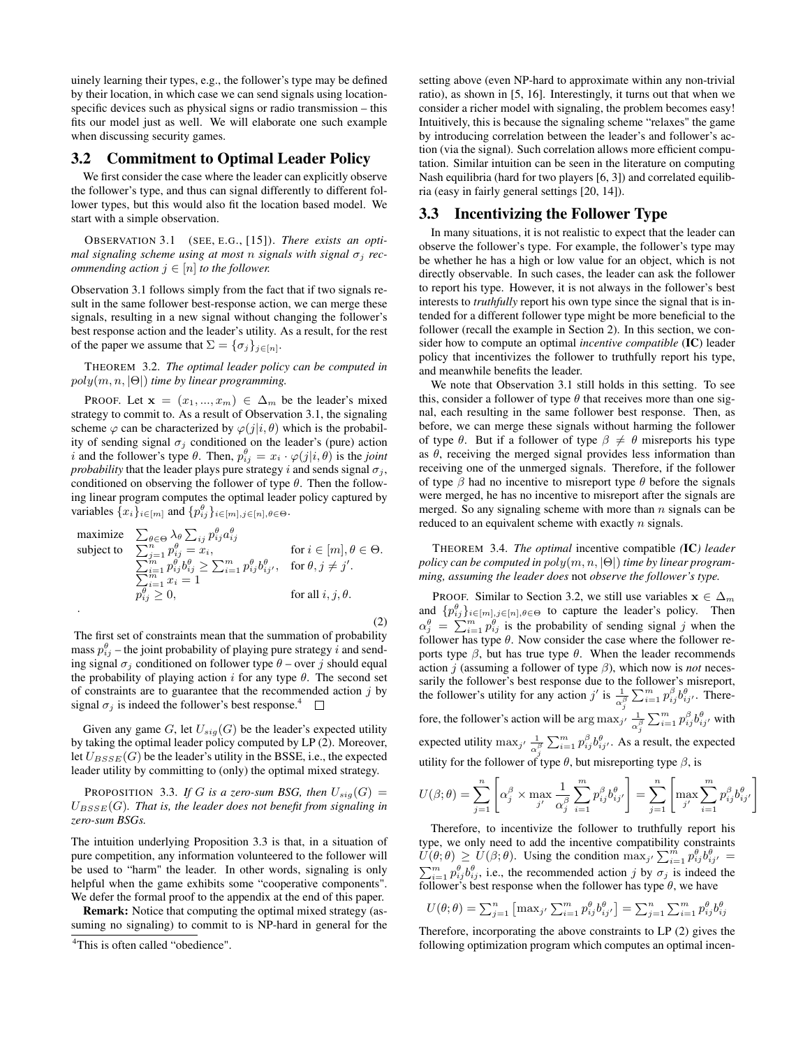uinely learning their types, e.g., the follower's type may be defined by their location, in which case we can send signals using location-specific devices such as physical signs or radio transmission – this fits our model just as well. We will elaborate one such example when discussing security games.

## 3.2 Commitment to Optimal Leader Policy

We first consider the case where the leader can explicitly observe the follower's type, and thus can signal differently to different follower types, but this would also fit the location based model. We start with a simple observation.

OBSERVATION 3.1 (SEE, E.G., [15]). *There exists an optimal signaling scheme using at most $n$ signals with signal $\sigma_j$ recommending action $j \in [n]$ to the follower.*

Observation 3.1 follows simply from the fact that if two signals result in the same follower best-response action, we can merge these signals, resulting in a new signal without changing the follower's best response action and the leader's utility. As a result, for the rest of the paper we assume that $\Sigma = \{\sigma_j\}_{j\in[n]}$.

THEOREM 3.2. *The optimal leader policy can be computed in $poly(m, n, |\Theta|)$ time by linear programming.*

PROOF. Let $\mathbf{x} = (x_1, ..., x_m) \in \Delta_m$ be the leader's mixed strategy to commit to. As a result of Observation 3.1, the signaling scheme $\varphi$ can be characterized by $\varphi(j|i, \theta)$ which is the probability of sending signal $\sigma_j$ conditioned on the leader's (pure) action $i$ and the follower's type $\theta$. Then, $p^{\theta}_{ij} = x_i \cdot \varphi(j|i, \theta)$ is the *joint probability* that the leader plays pure strategy $i$ and sends signal $\sigma_j$, conditioned on observing the follower of type $\theta$. Then the following linear program computes the optimal leader policy captured by variables $\{x_i\}_{i\in[m]}$ and $\{p^{\theta}_{ij}\}_{i\in[m],j\in[n],\theta\in\Theta}$.

$$
\begin{array}{lll}
\text{maximize} & \sum_{\theta\in\Theta} \lambda_\theta \sum_{ij} p^{\theta}_{ij} a^{\theta}_{ij} & \\
\text{subject to} & \sum_{j=1}^{n} p^{\theta}_{ij} = x_i, & \text{for } i \in [m], \theta \in \Theta. \\
& \sum_{i=1}^{m} p^{\theta}_{ij} b^{\theta}_{ij} \geq \sum_{i=1}^{m} p^{\theta}_{ij} b^{\theta}_{ij'}, & \text{for } \theta, j \neq j'. \\
& \sum_{i=1}^{m} x_i = 1 & \\
& p^{\theta}_{ij} \geq 0, & \text{for all } i, j, \theta.
\end{array}
\tag{2}
$$

The first set of constraints mean that the summation of probability mass $p^{\theta}_{ij}$ – the joint probability of playing pure strategy $i$ and sending signal $\sigma_j$ conditioned on follower type $\theta$ – over $j$ should equal the probability of playing action $i$ for any type $\theta$. The second set of constraints are to guarantee that the recommended action $j$ by signal $\sigma_j$ is indeed the follower's best response.[4] □

Given any game $G$, let $U_{sig}(G)$ be the leader's expected utility by taking the optimal leader policy computed by LP (2). Moreover, let $U_{BSSE}(G)$ be the leader's utility in the BSSE, i.e., the expected leader utility by committing to (only) the optimal mixed strategy.

PROPOSITION 3.3. *If $G$ is a zero-sum BSG, then $U_{sig}(G) = U_{BSSE}(G)$. That is, the leader does not benefit from signaling in zero-sum BSGs.*

The intuition underlying Proposition 3.3 is that, in a situation of pure competition, any information volunteered to the follower will be used to "harm" the leader. In other words, signaling is only helpful when the game exhibits some "cooperative components". We defer the formal proof to the appendix at the end of this paper.

**Remark:** Notice that computing the optimal mixed strategy (assuming no signaling) to commit to is NP-hard in general for the setting above (even NP-hard to approximate within any non-trivial ratio), as shown in [5, 16]. Interestingly, it turns out that when we consider a richer model with signaling, the problem becomes easy! Intuitively, this is because the signaling scheme "relaxes" the game by introducing correlation between the leader's and follower's action (via the signal). Such correlation allows more efficient computation. Similar intuition can be seen in the literature on computing Nash equilibria (hard for two players [6, 3]) and correlated equilibria (easy in fairly general settings [20, 14]).

## 3.3 Incentivizing the Follower Type

In many situations, it is not realistic to expect that the leader can observe the follower's type. For example, the follower's type may be whether he has a high or low value for an object, which is not directly observable. In such cases, the leader can ask the follower to report his type. However, it is not always in the follower's best interests to *truthfully* report his own type since the signal that is intended for a different follower type might be more beneficial to the follower (recall the example in Section 2). In this section, we consider how to compute an optimal *incentive compatible* (**IC**) leader policy that incentivizes the follower to truthfully report his type, and meanwhile benefits the leader.

We note that Observation 3.1 still holds in this setting. To see this, consider a follower of type $\theta$ that receives more than one signal, each resulting in the same follower best response. Then, as before, we can merge these signals without harming the follower of type $\theta$. But if a follower of type $\beta \neq \theta$ misreports his type as $\theta$, receiving the merged signal provides less information than receiving one of the unmerged signals. Therefore, if the follower of type $\beta$ had no incentive to misreport type $\theta$ before the signals were merged, he has no incentive to misreport after the signals are merged. So any signaling scheme with more than $n$ signals can be reduced to an equivalent scheme with exactly $n$ signals.

THEOREM 3.4. *The optimal incentive compatible (**IC**) leader policy can be computed in $poly(m, n, |\Theta|)$ time by linear programming, assuming the leader does not observe the follower's type.*

PROOF. Similar to Section 3.2, we still use variables $\mathbf{x} \in \Delta_m$ and $\{p^{\theta}_{ij}\}_{i\in[m],j\in[n],\theta\in\Theta}$ to capture the leader's policy. Then $\alpha^{\theta}_j = \sum_{i=1}^{m} p^{\theta}_{ij}$ is the probability of sending signal $j$ when the follower has type $\theta$. Now consider the case where the follower reports type $\beta$, but has true type $\theta$. When the leader recommends action $j$ (assuming a follower of type $\beta$), which now is *not* necessarily the follower's best response due to the follower's misreport, the follower's utility for any action $j'$ is $\frac{1}{\alpha^{\beta}_j} \sum_{i=1}^{m} p^{\beta}_{ij} b^{\theta}_{ij'}$. Therefore, the follower's action will be $\arg\max_{j'} \frac{1}{\alpha^{\beta}_j} \sum_{i=1}^{m} p^{\beta}_{ij} b^{\theta}_{ij'}$ with expected utility $\max_{j'} \frac{1}{\alpha^{\beta}_j} \sum_{i=1}^{m} p^{\beta}_{ij} b^{\theta}_{ij'}$. As a result, the expected utility for the follower of type $\theta$, but misreporting type $\beta$, is

$$
U(\beta; \theta) = \sum_{j=1}^{n} \left[ \alpha^{\beta}_j \times \max_{j'} \frac{1}{\alpha^{\beta}_j} \sum_{i=1}^{m} p^{\beta}_{ij} b^{\theta}_{ij'} \right] = \sum_{j=1}^{n} \left[ \max_{j'} \sum_{i=1}^{m} p^{\beta}_{ij} b^{\theta}_{ij'} \right]
$$

Therefore, to incentivize the follower to truthfully report his type, we only need to add the incentive compatibility constraints $U(\theta; \theta) \geq U(\beta; \theta)$. Using the condition $\max_{j'} \sum_{i=1}^{m} p^{\theta}_{ij} b^{\theta}_{ij'} = \sum_{i=1}^{m} p^{\theta}_{ij} b^{\theta}_{ij}$, i.e., the recommended action $j$ by $\sigma_j$ is indeed the follower's best response when the follower has type $\theta$, we have

$$
U(\theta; \theta) = \sum_{j=1}^{n} \left[ \max_{j'} \sum_{i=1}^{m} p^{\theta}_{ij} b^{\theta}_{ij'} \right] = \sum_{j=1}^{n} \sum_{i=1}^{m} p^{\theta}_{ij} b^{\theta}_{ij}
$$

Therefore, incorporating the above constraints to LP (2) gives the following optimization program which computes an optimal incen-

[4] This is often called "obedience".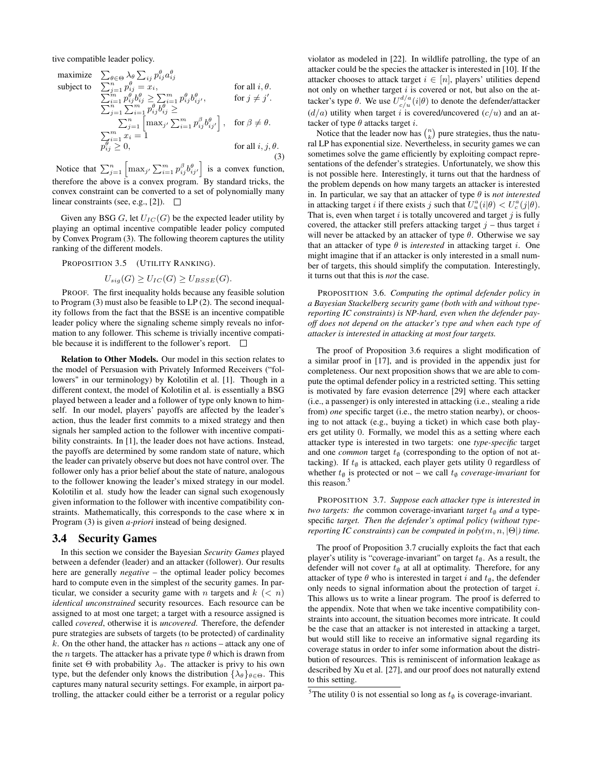tive compatible leader policy.

$$
\begin{array}{lll}
\text{maximize} & \sum_{\theta \in \Theta} \lambda_\theta \sum_{ij} p^\theta_{ij} a^\theta_{ij} & \\
\text{subject to} & \sum_{j=1}^n p^\theta_{ij} = x_i, & \text{for all } i, \theta. \\
& \sum_{i=1}^m p^\theta_{ij} b^\theta_{ij} \geq \sum_{i=1}^m p^\theta_{ij} b^\theta_{ij'}, & \text{for } j \neq j'. \\
& \sum_{j=1}^n \sum_{i=1}^m p^\theta_{ij} b^\theta_{ij} \geq & \\
& \quad \sum_{j=1}^n \left[ \max_{j'} \sum_{i=1}^m p^\beta_{ij} b^\theta_{ij'} \right], & \text{for } \beta \neq \theta. \\
& \sum_{i=1}^m x_i = 1 & \\
& p^\theta_{ij} \geq 0, & \text{for all } i, j, \theta.
\end{array}
\tag{3}
$$

Notice that $\sum_{j=1}^n \left[ \max_{j'} \sum_{i=1}^m p^\beta_{ij} b^\theta_{ij'} \right]$ is a convex function, therefore the above is a convex program. By standard tricks, the convex constraint can be converted to a set of polynomially many linear constraints (see, e.g., [2]). □

Given any BSG $G$, let $U_{IC}(G)$ be the expected leader utility by playing an optimal incentive compatible leader policy computed by Convex Program (3). The following theorem captures the utility ranking of the different models.

PROPOSITION 3.5 (UTILITY RANKING).

$$U_{sig}(G) \geq U_{IC}(G) \geq U_{BSSE}(G).$$

PROOF. The first inequality holds because any feasible solution to Program (3) must also be feasible to LP (2). The second inequality follows from the fact that the BSSE is an incentive compatible leader policy where the signaling scheme simply reveals no information to any follower. This scheme is trivially incentive compatible because it is indifferent to the follower's report. □

**Relation to Other Models.** Our model in this section relates to the model of Persuasion with Privately Informed Receivers ("followers" in our terminology) by Kolotilin et al. [1]. Though in a different context, the model of Kolotilin et al. is essentially a BSG played between a leader and a follower of type only known to himself. In our model, players' payoffs are affected by the leader's action, thus the leader first commits to a mixed strategy and then signals her sampled action to the follower with incentive compatibility constraints. In [1], the leader does not have actions. Instead, the payoffs are determined by some random state of nature, which the leader can privately observe but does not have control over. The follower only has a prior belief about the state of nature, analogous to the follower knowing the leader's mixed strategy in our model. Kolotilin et al. study how the leader can signal such exogenously given information to the follower with incentive compatibility constraints. Mathematically, this corresponds to the case where $\mathbf{x}$ in Program (3) is given *a-priori* instead of being designed.

## 3.4 Security Games

In this section we consider the Bayesian *Security Games* played between a defender (leader) and an attacker (follower). Our results here are generally *negative* – the optimal leader policy becomes hard to compute even in the simplest of the security games. In particular, we consider a security game with $n$ targets and $k$ ($< n$) *identical unconstrained* security resources. Each resource can be assigned to at most one target; a target with a resource assigned is called *covered*, otherwise it is *uncovered*. Therefore, the defender pure strategies are subsets of targets (to be protected) of cardinality $k$. On the other hand, the attacker has $n$ actions – attack any one of the $n$ targets. The attacker has a private type $\theta$ which is drawn from finite set $\Theta$ with probability $\lambda_\theta$. The attacker is privy to his own type, but the defender only knows the distribution $\{\lambda_\theta\}_{\theta \in \Theta}$. This captures many natural security settings. For example, in airport patrolling, the attacker could either be a terrorist or a regular policy violator as modeled in [22]. In wildlife patrolling, the type of an attacker could be the species the attacker is interested in [10]. If the attacker chooses to attack target $i \in [n]$, players' utilities depend not only on whether target $i$ is covered or not, but also on the attacker's type $\theta$. We use $U^{d/a}_{c/u}(i|\theta)$ to denote the defender/attacker ($d/a$) utility when target $i$ is covered/uncovered ($c/u$) and an attacker of type $\theta$ attacks target $i$.

Notice that the leader now has $\binom{n}{k}$ pure strategies, thus the natural LP has exponential size. Nevertheless, in security games we can sometimes solve the game efficiently by exploiting compact representations of the defender's strategies. Unfortunately, we show this is not possible here. Interestingly, it turns out that the hardness of the problem depends on how many targets an attacker is interested in. In particular, we say that an attacker of type $\theta$ is *not interested* in attacking target $i$ if there exists $j$ such that $U^a_u(i|\theta) < U^a_c(j|\theta)$. That is, even when target $i$ is totally uncovered and target $j$ is fully covered, the attacker still prefers attacking target $j$ – thus target $i$ will never be attacked by an attacker of type $\theta$. Otherwise we say that an attacker of type $\theta$ is *interested* in attacking target $i$. One might imagine that if an attacker is only interested in a small number of targets, this should simplify the computation. Interestingly, it turns out that this is *not* the case.

PROPOSITION 3.6. *Computing the optimal defender policy in a Bayesian Stackelberg security game (both with and without type-reporting IC constraints) is NP-hard, even when the defender payoff does not depend on the attacker's type and when each type of attacker is interested in attacking at most four targets.*

The proof of Proposition 3.6 requires a slight modification of a similar proof in [17], and is provided in the appendix just for completeness. Our next proposition shows that we are able to compute the optimal defender policy in a restricted setting. This setting is motivated by fare evasion deterrence [29] where each attacker (i.e., a passenger) is only interested in attacking (i.e., stealing a ride from) *one* specific target (i.e., the metro station nearby), or choosing to not attack (e.g., buying a ticket) in which case both players get utility 0. Formally, we model this as a setting where each attacker type is interested in two targets: one *type-specific* target and one *common* target $t_\emptyset$ (corresponding to the option of not attacking). If $t_\emptyset$ is attacked, each player gets utility 0 regardless of whether $t_\emptyset$ is protected or not – we call $t_\emptyset$ *coverage-invariant* for this reason.[5]

PROPOSITION 3.7. *Suppose each attacker type is interested in two targets: the* common coverage-invariant *target $t_\emptyset$ and a* type-specific *target. Then the defender's optimal policy (without type-reporting IC constraints) can be computed in poly($m, n, |\Theta|$) time.*

The proof of Proposition 3.7 crucially exploits the fact that each player's utility is "coverage-invariant" on target $t_\emptyset$. As a result, the defender will not cover $t_\emptyset$ at all at optimality. Therefore, for any attacker of type $\theta$ who is interested in target $i$ and $t_\emptyset$, the defender only needs to signal information about the protection of target $i$. This allows us to write a linear program. The proof is deferred to the appendix. Note that when we take incentive compatibility constraints into account, the situation becomes more intricate. It could be the case that an attacker is not interested in attacking a target, but would still like to receive an informative signal regarding its coverage status in order to infer some information about the distribution of resources. This is reminiscent of information leakage as described by Xu et al. [27], and our proof does not naturally extend to this setting.

[5] The utility 0 is not essential so long as $t_\emptyset$ is coverage-invariant.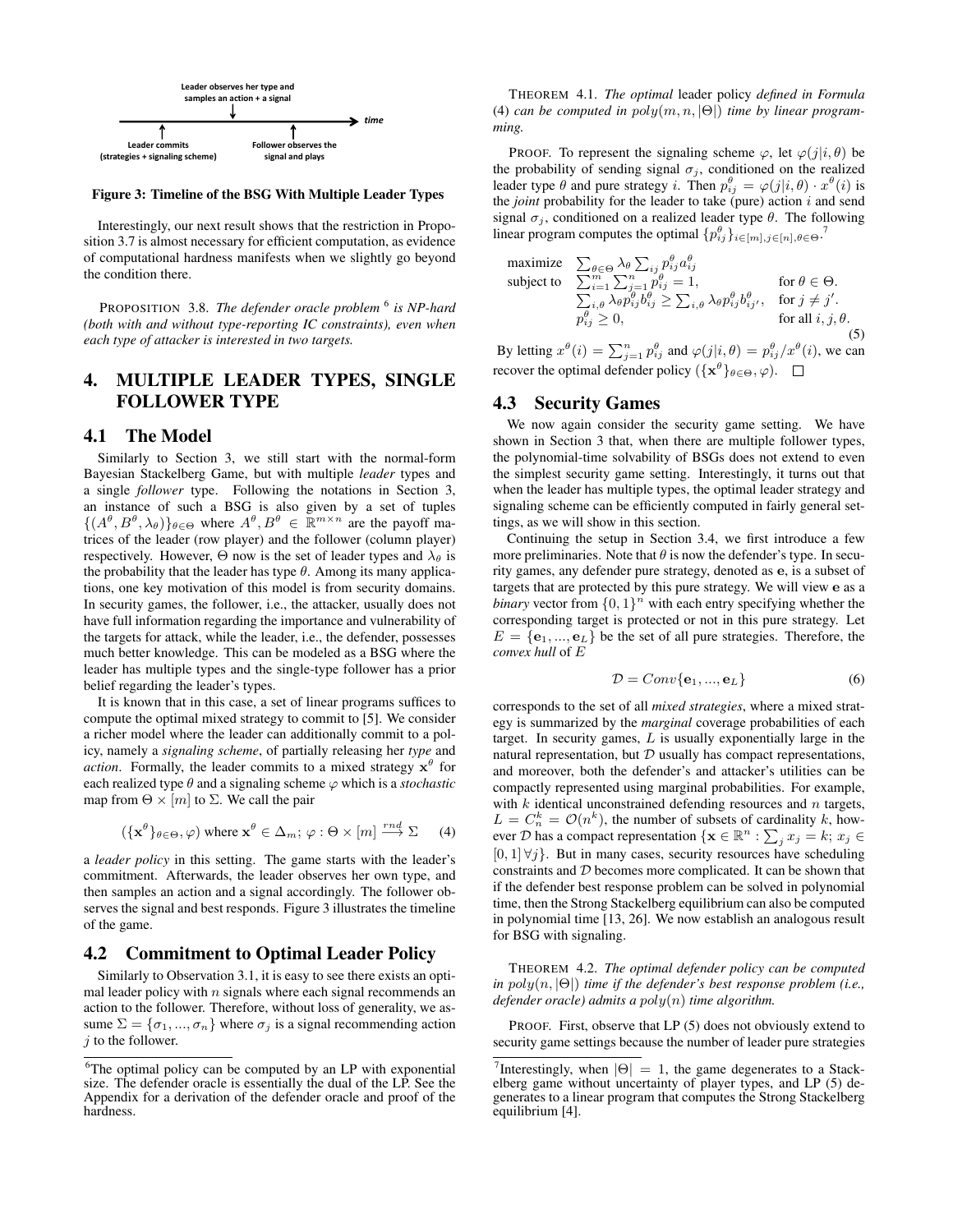Leader observes her type and samples an action + a signal

Leader commits (strategies + signaling scheme)

Follower observes the signal and plays

time

**Figure 3: Timeline of the BSG With Multiple Leader Types**

Interestingly, our next result shows that the restriction in Proposition 3.7 is almost necessary for efficient computation, as evidence of computational hardness manifests when we slightly go beyond the condition there.

PROPOSITION 3.8. *The defender oracle problem* [6] *is NP-hard (both with and without type-reporting IC constraints), even when each type of attacker is interested in two targets.*

# 4. MULTIPLE LEADER TYPES, SINGLE FOLLOWER TYPE

## 4.1 The Model

Similarly to Section 3, we still start with the normal-form Bayesian Stackelberg Game, but with multiple *leader* types and a single *follower* type. Following the notations in Section 3, an instance of such a BSG is also given by a set of tuples $\{(A^\theta, B^\theta, \lambda_\theta)\}_{\theta\in\Theta}$ where $A^\theta, B^\theta \in \mathbb{R}^{m\times n}$ are the payoff matrices of the leader (row player) and the follower (column player) respectively. However, $\Theta$ now is the set of leader types and $\lambda_\theta$ is the probability that the leader has type $\theta$. Among its many applications, one key motivation of this model is from security domains. In security games, the follower, i.e., the attacker, usually does not have full information regarding the importance and vulnerability of the targets for attack, while the leader, i.e., the defender, possesses much better knowledge. This can be modeled as a BSG where the leader has multiple types and the single-type follower has a prior belief regarding the leader's types.

It is known that in this case, a set of linear programs suffices to compute the optimal mixed strategy to commit to [5]. We consider a richer model where the leader can additionally commit to a policy, namely a *signaling scheme*, of partially releasing her *type* and *action*. Formally, the leader commits to a mixed strategy $\mathbf{x}^\theta$ for each realized type $\theta$ and a signaling scheme $\varphi$ which is a *stochastic* map from $\Theta\times[m]$ to $\Sigma$. We call the pair

$$(\{\mathbf{x}^\theta\}_{\theta\in\Theta}, \varphi) \text{ where } \mathbf{x}^\theta \in \Delta_m;\ \varphi: \Theta\times[m] \xrightarrow{rnd} \Sigma \qquad (4)$$

a *leader policy* in this setting. The game starts with the leader's commitment. Afterwards, the leader observes her own type, and then samples an action and a signal accordingly. The follower observes the signal and best responds. Figure 3 illustrates the timeline of the game.

## 4.2 Commitment to Optimal Leader Policy

Similarly to Observation 3.1, it is easy to see there exists an optimal leader policy with $n$ signals where each signal recommends an action to the follower. Therefore, without loss of generality, we assume $\Sigma = \{\sigma_1, ..., \sigma_n\}$ where $\sigma_j$ is a signal recommending action $j$ to the follower.

THEOREM 4.1. *The* optimal *leader policy defined in Formula* (4) *can be computed in* $poly(m, n, |\Theta|)$ *time by linear programming.*

PROOF. To represent the signaling scheme $\varphi$, let $\varphi(j|i,\theta)$ be the probability of sending signal $\sigma_j$, conditioned on the realized leader type $\theta$ and pure strategy $i$. Then $p^\theta_{ij} = \varphi(j|i,\theta)\cdot x^\theta(i)$ is the *joint* probability for the leader to take (pure) action $i$ and send signal $\sigma_j$, conditioned on a realized leader type $\theta$. The following linear program computes the optimal $\{p^\theta_{ij}\}_{i\in[m],j\in[n],\theta\in\Theta}$.[7]

$$\begin{array}{lll}
\text{maximize} & \sum_{\theta\in\Theta}\lambda_\theta\sum_{ij}p^\theta_{ij}a^\theta_{ij} & \\
\text{subject to} & \sum_{i=1}^m\sum_{j=1}^n p^\theta_{ij} = 1, & \text{for } \theta\in\Theta. \\
& \sum_{i,\theta}\lambda_\theta p^\theta_{ij}b^\theta_{ij} \geq \sum_{i,\theta}\lambda_\theta p^\theta_{ij}b^\theta_{ij'}, & \text{for } j\neq j'. \\
& p^\theta_{ij}\geq 0, & \text{for all } i,j,\theta.
\end{array} \qquad (5)$$

By letting $x^\theta(i) = \sum_{j=1}^n p^\theta_{ij}$ and $\varphi(j|i,\theta) = p^\theta_{ij}/x^\theta(i)$, we can recover the optimal defender policy $(\{\mathbf{x}^\theta\}_{\theta\in\Theta}, \varphi)$. □

## 4.3 Security Games

We now again consider the security game setting. We have shown in Section 3 that, when there are multiple follower types, the polynomial-time solvability of BSGs does not extend to even the simplest security game setting. Interestingly, it turns out that when the leader has multiple types, the optimal leader strategy and signaling scheme can be efficiently computed in fairly general settings, as we will show in this section.

Continuing the setup in Section 3.4, we first introduce a few more preliminaries. Note that $\theta$ is now the defender's type. In security games, any defender pure strategy, denoted as $\mathbf{e}$, is a subset of targets that are protected by this pure strategy. We will view $\mathbf{e}$ as a *binary* vector from $\{0,1\}^n$ with each entry specifying whether the corresponding target is protected or not in this pure strategy. Let $E = \{\mathbf{e}_1, ..., \mathbf{e}_L\}$ be the set of all pure strategies. Therefore, the *convex hull* of $E$

$$\mathcal{D} = Conv\{\mathbf{e}_1, ..., \mathbf{e}_L\} \qquad (6)$$

corresponds to the set of all *mixed strategies*, where a mixed strategy is summarized by the *marginal* coverage probabilities of each target. In security games, $L$ is usually exponentially large in the natural representation, but $\mathcal{D}$ usually has compact representations, and moreover, both the defender's and attacker's utilities can be compactly represented using marginal probabilities. For example, with $k$ identical unconstrained defending resources and $n$ targets, $L = C^k_n = \mathcal{O}(n^k)$, the number of subsets of cardinality $k$, however $\mathcal{D}$ has a compact representation $\{\mathbf{x}\in\mathbb{R}^n : \sum_j x_j = k;\ x_j \in [0,1]\ \forall j\}$. But in many cases, security resources have scheduling constraints and $\mathcal{D}$ becomes more complicated. It can be shown that if the defender best response problem can be solved in polynomial time, then the Strong Stackelberg equilibrium can also be computed in polynomial time [13, 26]. We now establish an analogous result for BSG with signaling.

THEOREM 4.2. *The optimal defender policy can be computed in* $poly(n, |\Theta|)$ *time if the defender's best response problem (i.e., defender oracle) admits a* $poly(n)$ *time algorithm.*

PROOF. First, observe that LP (5) does not obviously extend to security game settings because the number of leader pure strategies

---

[6] The optimal policy can be computed by an LP with exponential size. The defender oracle is essentially the dual of the LP. See the Appendix for a derivation of the defender oracle and proof of the hardness.

[7] Interestingly, when $|\Theta| = 1$, the game degenerates to a Stackelberg game without uncertainty of player types, and LP (5) degenerates to a linear program that computes the Strong Stackelberg equilibrium [4].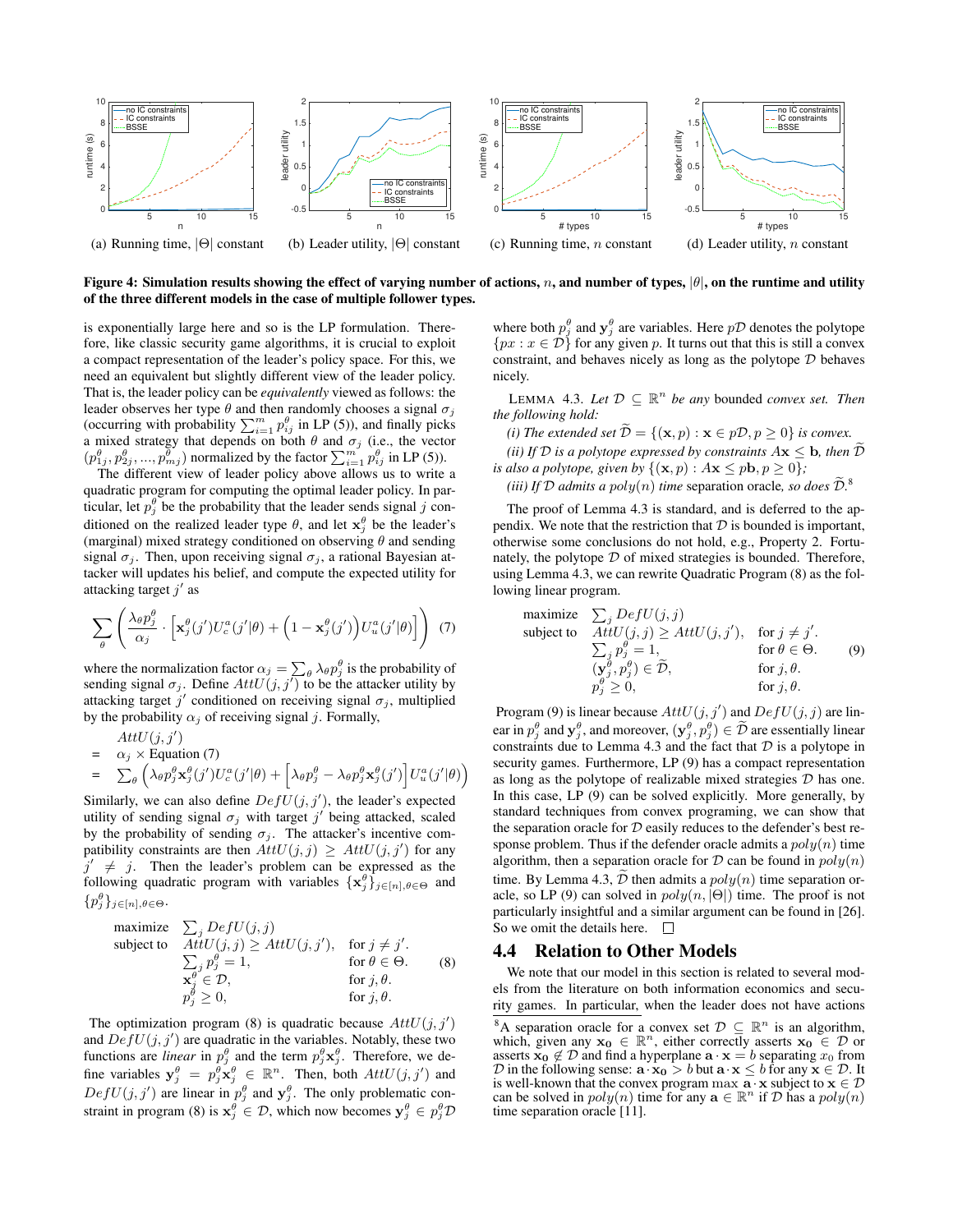(a) Running time, $|\Theta|$ constant (b) Leader utility, $|\Theta|$ constant (c) Running time, $n$ constant (d) Leader utility, $n$ constant

**Figure 4: Simulation results showing the effect of varying number of actions, $n$, and number of types, $|\theta|$, on the runtime and utility of the three different models in the case of multiple follower types.**

is exponentially large here and so is the LP formulation. Therefore, like classic security game algorithms, it is crucial to exploit a compact representation of the leader's policy space. For this, we need an equivalent but slightly different view of the leader policy. That is, the leader policy can be *equivalently* viewed as follows: the leader observes her type $\theta$ and then randomly chooses a signal $\sigma_j$ (occurring with probability $\sum_{i=1}^m p_{ij}^\theta$ in LP (5)), and finally picks a mixed strategy that depends on both $\theta$ and $\sigma_j$ (i.e., the vector $(p_{1j}^\theta, p_{2j}^\theta, ..., p_{mj}^\theta)$ normalized by the factor $\sum_{i=1}^m p_{ij}^\theta$ in LP (5)).

The different view of leader policy above allows us to write a quadratic program for computing the optimal leader policy. In particular, let $p_j^\theta$ be the probability that the leader sends signal $j$ conditioned on the realized leader type $\theta$, and let $\mathbf{x}_j^\theta$ be the leader's (marginal) mixed strategy conditioned on observing $\theta$ and sending signal $\sigma_j$. Then, upon receiving signal $\sigma_j$, a rational Bayesian attacker will updates his belief, and compute the expected utility for attacking target $j'$ as

$$\sum_\theta \left( \frac{\lambda_\theta p_j^\theta}{\alpha_j} \cdot \left[ \mathbf{x}_j^\theta(j') U_c^a(j'|\theta) + \left(1 - \mathbf{x}_j^\theta(j')\right) U_u^a(j'|\theta) \right] \right) \quad (7)$$

where the normalization factor $\alpha_j = \sum_\theta \lambda_\theta p_j^\theta$ is the probability of sending signal $\sigma_j$. Define $AttU(j, j')$ to be the attacker utility by attacking target $j'$ conditioned on receiving signal $\sigma_j$, multiplied by the probability $\alpha_j$ of receiving signal $j$. Formally,

$$\begin{aligned} & AttU(j, j') \\ = \;& \alpha_j \times \text{Equation (7)} \\ = \;& \sum_\theta \left( \lambda_\theta p_j^\theta \mathbf{x}_j^\theta(j') U_c^a(j'|\theta) + \left[ \lambda_\theta p_j^\theta - \lambda_\theta p_j^\theta \mathbf{x}_j^\theta(j') \right] U_u^a(j'|\theta) \right) \end{aligned}$$

Similarly, we can also define $DefU(j, j')$, the leader's expected utility of sending signal $\sigma_j$ with target $j'$ being attacked, scaled by the probability of sending $\sigma_j$. The attacker's incentive compatibility constraints are then $AttU(j, j) \geq AttU(j, j')$ for any $j' \neq j$. Then the leader's problem can be expressed as the following quadratic program with variables $\{\mathbf{x}_j^\theta\}_{j \in [n], \theta \in \Theta}$ and $\{p_j^\theta\}_{j \in [n], \theta \in \Theta}$.

$$\begin{array}{lll} \text{maximize} & \sum_j DefU(j, j) & \\ \text{subject to} & AttU(j, j) \geq AttU(j, j'), & \text{for } j \neq j'. \\ & \sum_j p_j^\theta = 1, & \text{for } \theta \in \Theta. \\ & \mathbf{x}_j^\theta \in \mathcal{D}, & \text{for } j, \theta. \\ & p_j^\theta \geq 0, & \text{for } j, \theta. \end{array} \quad (8)$$

The optimization program (8) is quadratic because $AttU(j, j')$ and $DefU(j, j')$ are quadratic in the variables. Notably, these two functions are *linear* in $p_j^\theta$ and the term $p_j^\theta \mathbf{x}_j^\theta$. Therefore, we define variables $\mathbf{y}_j^\theta = p_j^\theta \mathbf{x}_j^\theta \in \mathbb{R}^n$. Then, both $AttU(j, j')$ and $DefU(j, j')$ are linear in $p_j^\theta$ and $\mathbf{y}_j^\theta$. The only problematic constraint in program (8) is $\mathbf{x}_j^\theta \in \mathcal{D}$, which now becomes $\mathbf{y}_j^\theta \in p_j^\theta \mathcal{D}$ where both $p_j^\theta$ and $\mathbf{y}_j^\theta$ are variables. Here $p\mathcal{D}$ denotes the polytope $\{px : x \in \mathcal{D}\}$ for any given $p$. It turns out that this is still a convex constraint, and behaves nicely as long as the polytope $\mathcal{D}$ behaves nicely.

LEMMA 4.3. *Let $\mathcal{D} \subseteq \mathbb{R}^n$ be any* bounded *convex set. Then the following hold:*

*(i) The extended set $\widetilde{\mathcal{D}} = \{(\mathbf{x}, p) : \mathbf{x} \in p\mathcal{D}, p \geq 0\}$ is convex.*

*(ii) If $\mathcal{D}$ is a polytope expressed by constraints $A\mathbf{x} \leq \mathbf{b}$, then $\widetilde{\mathcal{D}}$ is also a polytope, given by $\{(\mathbf{x}, p) : A\mathbf{x} \leq p\mathbf{b}, p \geq 0\}$;*

*(iii) If $\mathcal{D}$ admits a $poly(n)$ time separation oracle, so does $\widetilde{\mathcal{D}}$.*[8]

The proof of Lemma 4.3 is standard, and is deferred to the appendix. We note that the restriction that $\mathcal{D}$ is bounded is important, otherwise some conclusions do not hold, e.g., Property 2. Fortunately, the polytope $\mathcal{D}$ of mixed strategies is bounded. Therefore, using Lemma 4.3, we can rewrite Quadratic Program (8) as the following linear program.

$$\begin{array}{lll} \text{maximize} & \sum_j DefU(j, j) & \\ \text{subject to} & AttU(j, j) \geq AttU(j, j'), & \text{for } j \neq j'. \\ & \sum_j p_j^\theta = 1, & \text{for } \theta \in \Theta. \\ & (\mathbf{y}_j^\theta, p_j^\theta) \in \widetilde{\mathcal{D}}, & \text{for } j, \theta. \\ & p_j^\theta \geq 0, & \text{for } j, \theta. \end{array} \quad (9)$$

Program (9) is linear because $AttU(j, j')$ and $DefU(j, j)$ are linear in $p_j^\theta$ and $\mathbf{y}_j^\theta$, and moreover, $(\mathbf{y}_j^\theta, p_j^\theta) \in \widetilde{\mathcal{D}}$ are essentially linear constraints due to Lemma 4.3 and the fact that $\mathcal{D}$ is a polytope in security games. Furthermore, LP (9) has a compact representation as long as the polytope of realizable mixed strategies $\mathcal{D}$ has one. In this case, LP (9) can be solved explicitly. More generally, by standard techniques from convex programing, we can show that the separation oracle for $\mathcal{D}$ easily reduces to the defender's best response problem. Thus if the defender oracle admits a $poly(n)$ time algorithm, then a separation oracle for $\mathcal{D}$ can be found in $poly(n)$ time. By Lemma 4.3, $\widetilde{\mathcal{D}}$ then admits a $poly(n)$ time separation oracle, so LP (9) can solved in $poly(n, |\Theta|)$ time. The proof is not particularly insightful and a similar argument can be found in [26]. So we omit the details here. □

## 4.4 Relation to Other Models

We note that our model in this section is related to several models from the literature on both information economics and security games. In particular, when the leader does not have actions

[8]A separation oracle for a convex set $\mathcal{D} \subseteq \mathbb{R}^n$ is an algorithm, which, given any $\mathbf{x_0} \in \mathbb{R}^n$, either correctly asserts $\mathbf{x_0} \in \mathcal{D}$ or asserts $\mathbf{x_0} \notin \mathcal{D}$ and find a hyperplane $\mathbf{a} \cdot \mathbf{x} = b$ separating $x_0$ from $\mathcal{D}$ in the following sense: $\mathbf{a} \cdot \mathbf{x_0} > b$ but $\mathbf{a} \cdot \mathbf{x} \leq b$ for any $\mathbf{x} \in \mathcal{D}$. It is well-known that the convex program $\max \mathbf{a} \cdot \mathbf{x}$ subject to $\mathbf{x} \in \mathcal{D}$ can be solved in $poly(n)$ time for any $\mathbf{a} \in \mathbb{R}^n$ if $\mathcal{D}$ has a $poly(n)$ time separation oracle [11].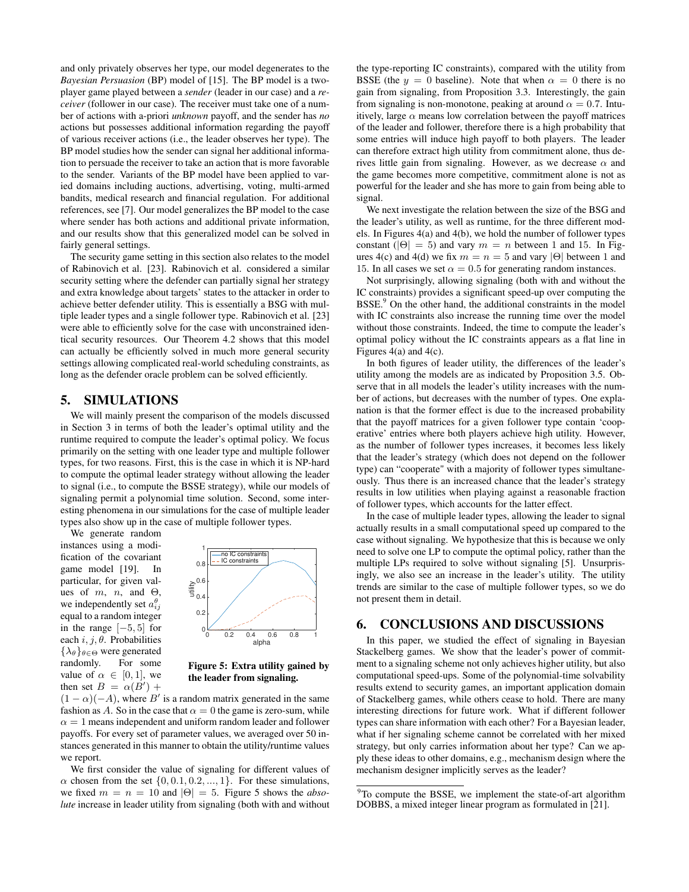and only privately observes her type, our model degenerates to the *Bayesian Persuasion* (BP) model of [15]. The BP model is a two-player game played between a *sender* (leader in our case) and a *receiver* (follower in our case). The receiver must take one of a number of actions with a-priori *unknown* payoff, and the sender has *no* actions but possesses additional information regarding the payoff of various receiver actions (i.e., the leader observes her type). The BP model studies how the sender can signal her additional information to persuade the receiver to take an action that is more favorable to the sender. Variants of the BP model have been applied to varied domains including auctions, advertising, voting, multi-armed bandits, medical research and financial regulation. For additional references, see [7]. Our model generalizes the BP model to the case where sender has both actions and additional private information, and our results show that this generalized model can be solved in fairly general settings.

The security game setting in this section also relates to the model of Rabinovich et al. [23]. Rabinovich et al. considered a similar security setting where the defender can partially signal her strategy and extra knowledge about targets' states to the attacker in order to achieve better defender utility. This is essentially a BSG with multiple leader types and a single follower type. Rabinovich et al. [23] were able to efficiently solve for the case with unconstrained identical security resources. Our Theorem 4.2 shows that this model can actually be efficiently solved in much more general security settings allowing complicated real-world scheduling constraints, as long as the defender oracle problem can be solved efficiently.

# 5. SIMULATIONS

We will mainly present the comparison of the models discussed in Section 3 in terms of both the leader's optimal utility and the runtime required to compute the leader's optimal policy. We focus primarily on the setting with one leader type and multiple follower types, for two reasons. First, this is the case in which it is NP-hard to compute the optimal leader strategy without allowing the leader to signal (i.e., to compute the BSSE strategy), while our models of signaling permit a polynomial time solution. Second, some interesting phenomena in our simulations for the case of multiple leader types also show up in the case of multiple follower types.

We generate random instances using a modification of the covariant game model [19]. In particular, for given values of $m$, $n$, and $\Theta$, we independently set $a^{\theta}_{ij}$ equal to a random integer in the range $[-5, 5]$ for each $i, j, \theta$. Probabilities $\{\lambda_\theta\}_{\theta\in\Theta}$ were generated randomly. For some value of $\alpha \in [0, 1]$, we then set $B = \alpha(B') + (1-\alpha)(-A)$, where $B'$ is a random matrix generated in the same fashion as $A$. So in the case that $\alpha = 0$ the game is zero-sum, while $\alpha = 1$ means independent and uniform random leader and follower payoffs. For every set of parameter values, we averaged over 50 instances generated in this manner to obtain the utility/runtime values we report.

**Figure 5: Extra utility gained by the leader from signaling.**

We first consider the value of signaling for different values of $\alpha$ chosen from the set $\{0, 0.1, 0.2, ..., 1\}$. For these simulations, we fixed $m = n = 10$ and $|\Theta| = 5$. Figure 5 shows the *absolute* increase in leader utility from signaling (both with and without the type-reporting IC constraints), compared with the utility from BSSE (the $y = 0$ baseline). Note that when $\alpha = 0$ there is no gain from signaling, from Proposition 3.3. Interestingly, the gain from signaling is non-monotone, peaking at around $\alpha = 0.7$. Intuitively, large $\alpha$ means low correlation between the payoff matrices of the leader and follower, therefore there is a high probability that some entries will induce high payoff to both players. The leader can therefore extract high utility from commitment alone, thus derives little gain from signaling. However, as we decrease $\alpha$ and the game becomes more competitive, commitment alone is not as powerful for the leader and she has more to gain from being able to signal.

We next investigate the relation between the size of the BSG and the leader's utility, as well as runtime, for the three different models. In Figures 4(a) and 4(b), we hold the number of follower types constant ($|\Theta| = 5$) and vary $m = n$ between 1 and 15. In Figures 4(c) and 4(d) we fix $m = n = 5$ and vary $|\Theta|$ between 1 and 15. In all cases we set $\alpha = 0.5$ for generating random instances.

Not surprisingly, allowing signaling (both with and without the IC constraints) provides a significant speed-up over computing the BSSE.[9] On the other hand, the additional constraints in the model with IC constraints also increase the running time over the model without those constraints. Indeed, the time to compute the leader's optimal policy without the IC constraints appears as a flat line in Figures 4(a) and 4(c).

In both figures of leader utility, the differences of the leader's utility among the models are as indicated by Proposition 3.5. Observe that in all models the leader's utility increases with the number of actions, but decreases with the number of types. One explanation is that the former effect is due to the increased probability that the payoff matrices for a given follower type contain 'cooperative' entries where both players achieve high utility. However, as the number of follower types increases, it becomes less likely that the leader's strategy (which does not depend on the follower type) can "cooperate" with a majority of follower types simultaneously. Thus there is an increased chance that the leader's strategy results in low utilities when playing against a reasonable fraction of follower types, which accounts for the latter effect.

In the case of multiple leader types, allowing the leader to signal actually results in a small computational speed up compared to the case without signaling. We hypothesize that this is because we only need to solve one LP to compute the optimal policy, rather than the multiple LPs required to solve without signaling [5]. Unsurprisingly, we also see an increase in the leader's utility. The utility trends are similar to the case of multiple follower types, so we do not present them in detail.

# 6. CONCLUSIONS AND DISCUSSIONS

In this paper, we studied the effect of signaling in Bayesian Stackelberg games. We show that the leader's power of commitment to a signaling scheme not only achieves higher utility, but also computational speed-ups. Some of the polynomial-time solvability results extend to security games, an important application domain of Stackelberg games, while others cease to hold. There are many interesting directions for future work. What if different follower types can share information with each other? For a Bayesian leader, what if her signaling scheme cannot be correlated with her mixed strategy, but only carries information about her type? Can we apply these ideas to other domains, e.g., mechanism design where the mechanism designer implicitly serves as the leader?

---

[9] To compute the BSSE, we implement the state-of-art algorithm DOBBS, a mixed integer linear program as formulated in [21].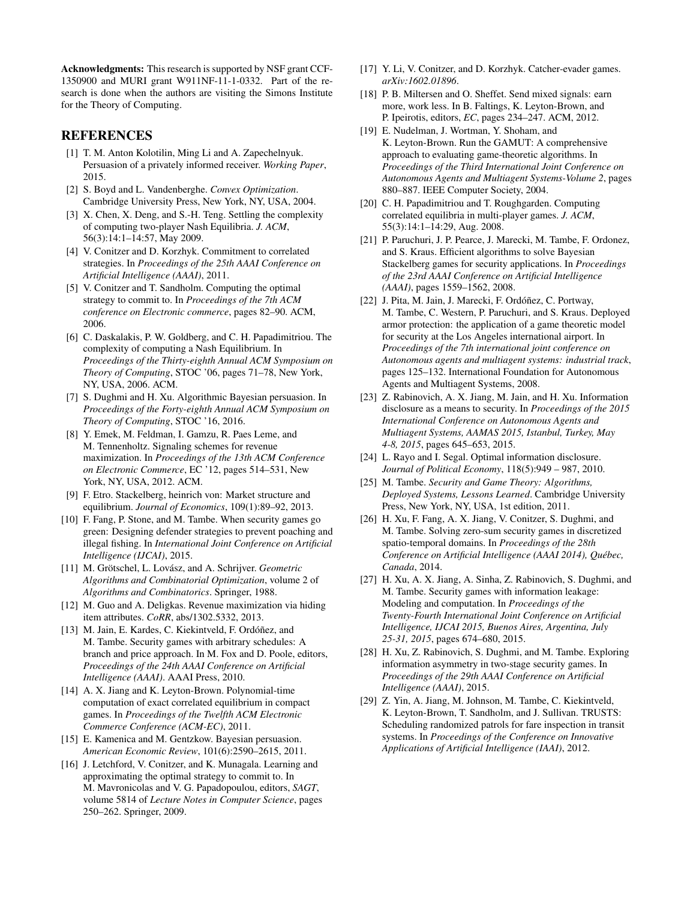**Acknowledgments:** This research is supported by NSF grant CCF-1350900 and MURI grant W911NF-11-1-0332. Part of the research is done when the authors are visiting the Simons Institute for the Theory of Computing.

## REFERENCES

[1] T. M. Anton Kolotilin, Ming Li and A. Zapechelnyuk. Persuasion of a privately informed receiver. *Working Paper*, 2015.

[2] S. Boyd and L. Vandenberghe. *Convex Optimization*. Cambridge University Press, New York, NY, USA, 2004.

[3] X. Chen, X. Deng, and S.-H. Teng. Settling the complexity of computing two-player Nash Equilibria. *J. ACM*, 56(3):14:1–14:57, May 2009.

[4] V. Conitzer and D. Korzhyk. Commitment to correlated strategies. In *Proceedings of the 25th AAAI Conference on Artificial Intelligence (AAAI)*, 2011.

[5] V. Conitzer and T. Sandholm. Computing the optimal strategy to commit to. In *Proceedings of the 7th ACM conference on Electronic commerce*, pages 82–90. ACM, 2006.

[6] C. Daskalakis, P. W. Goldberg, and C. H. Papadimitriou. The complexity of computing a Nash Equilibrium. In *Proceedings of the Thirty-eighth Annual ACM Symposium on Theory of Computing*, STOC '06, pages 71–78, New York, NY, USA, 2006. ACM.

[7] S. Dughmi and H. Xu. Algorithmic Bayesian persuasion. In *Proceedings of the Forty-eighth Annual ACM Symposium on Theory of Computing*, STOC '16, 2016.

[8] Y. Emek, M. Feldman, I. Gamzu, R. Paes Leme, and M. Tennenholtz. Signaling schemes for revenue maximization. In *Proceedings of the 13th ACM Conference on Electronic Commerce*, EC '12, pages 514–531, New York, NY, USA, 2012. ACM.

[9] F. Etro. Stackelberg, heinrich von: Market structure and equilibrium. *Journal of Economics*, 109(1):89–92, 2013.

[10] F. Fang, P. Stone, and M. Tambe. When security games go green: Designing defender strategies to prevent poaching and illegal fishing. In *International Joint Conference on Artificial Intelligence (IJCAI)*, 2015.

[11] M. Grötschel, L. Lovász, and A. Schrijver. *Geometric Algorithms and Combinatorial Optimization*, volume 2 of *Algorithms and Combinatorics*. Springer, 1988.

[12] M. Guo and A. Deligkas. Revenue maximization via hiding item attributes. *CoRR*, abs/1302.5332, 2013.

[13] M. Jain, E. Kardes, C. Kiekintveld, F. Ordóñez, and M. Tambe. Security games with arbitrary schedules: A branch and price approach. In M. Fox and D. Poole, editors, *Proceedings of the 24th AAAI Conference on Artificial Intelligence (AAAI)*. AAAI Press, 2010.

[14] A. X. Jiang and K. Leyton-Brown. Polynomial-time computation of exact correlated equilibrium in compact games. In *Proceedings of the Twelfth ACM Electronic Commerce Conference (ACM-EC)*, 2011.

[15] E. Kamenica and M. Gentzkow. Bayesian persuasion. *American Economic Review*, 101(6):2590–2615, 2011.

[16] J. Letchford, V. Conitzer, and K. Munagala. Learning and approximating the optimal strategy to commit to. In M. Mavronicolas and V. G. Papadopoulou, editors, *SAGT*, volume 5814 of *Lecture Notes in Computer Science*, pages 250–262. Springer, 2009.

[17] Y. Li, V. Conitzer, and D. Korzhyk. Catcher-evader games. *arXiv:1602.01896*.

[18] P. B. Miltersen and O. Sheffet. Send mixed signals: earn more, work less. In B. Faltings, K. Leyton-Brown, and P. Ipeirotis, editors, *EC*, pages 234–247. ACM, 2012.

[19] E. Nudelman, J. Wortman, Y. Shoham, and K. Leyton-Brown. Run the GAMUT: A comprehensive approach to evaluating game-theoretic algorithms. In *Proceedings of the Third International Joint Conference on Autonomous Agents and Multiagent Systems-Volume 2*, pages 880–887. IEEE Computer Society, 2004.

[20] C. H. Papadimitriou and T. Roughgarden. Computing correlated equilibria in multi-player games. *J. ACM*, 55(3):14:1–14:29, Aug. 2008.

[21] P. Paruchuri, J. P. Pearce, J. Marecki, M. Tambe, F. Ordonez, and S. Kraus. Efficient algorithms to solve Bayesian Stackelberg games for security applications. In *Proceedings of the 23rd AAAI Conference on Artificial Intelligence (AAAI)*, pages 1559–1562, 2008.

[22] J. Pita, M. Jain, J. Marecki, F. Ordóñez, C. Portway, M. Tambe, C. Western, P. Paruchuri, and S. Kraus. Deployed armor protection: the application of a game theoretic model for security at the Los Angeles international airport. In *Proceedings of the 7th international joint conference on Autonomous agents and multiagent systems: industrial track*, pages 125–132. International Foundation for Autonomous Agents and Multiagent Systems, 2008.

[23] Z. Rabinovich, A. X. Jiang, M. Jain, and H. Xu. Information disclosure as a means to security. In *Proceedings of the 2015 International Conference on Autonomous Agents and Multiagent Systems, AAMAS 2015, Istanbul, Turkey, May 4-8, 2015*, pages 645–653, 2015.

[24] L. Rayo and I. Segal. Optimal information disclosure. *Journal of Political Economy*, 118(5):949 – 987, 2010.

[25] M. Tambe. *Security and Game Theory: Algorithms, Deployed Systems, Lessons Learned*. Cambridge University Press, New York, NY, USA, 1st edition, 2011.

[26] H. Xu, F. Fang, A. X. Jiang, V. Conitzer, S. Dughmi, and M. Tambe. Solving zero-sum security games in discretized spatio-temporal domains. In *Proceedings of the 28th Conference on Artificial Intelligence (AAAI 2014), Québec, Canada*, 2014.

[27] H. Xu, A. X. Jiang, A. Sinha, Z. Rabinovich, S. Dughmi, and M. Tambe. Security games with information leakage: Modeling and computation. In *Proceedings of the Twenty-Fourth International Joint Conference on Artificial Intelligence, IJCAI 2015, Buenos Aires, Argentina, July 25-31, 2015*, pages 674–680, 2015.

[28] H. Xu, Z. Rabinovich, S. Dughmi, and M. Tambe. Exploring information asymmetry in two-stage security games. In *Proceedings of the 29th AAAI Conference on Artificial Intelligence (AAAI)*, 2015.

[29] Z. Yin, A. Jiang, M. Johnson, M. Tambe, C. Kiekintveld, K. Leyton-Brown, T. Sandholm, and J. Sullivan. TRUSTS: Scheduling randomized patrols for fare inspection in transit systems. In *Proceedings of the Conference on Innovative Applications of Artificial Intelligence (IAAI)*, 2012.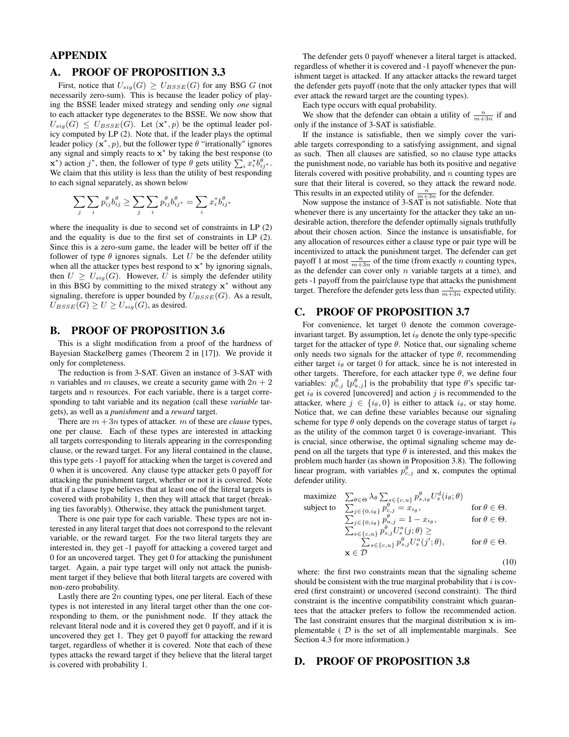# APPENDIX

## A. PROOF OF PROPOSITION 3.3

First, notice that $U_{sig}(G) \geq U_{BSSE}(G)$ for any BSG $G$ (not necessarily zero-sum). This is because the leader policy of playing the BSSE leader mixed strategy and sending only *one* signal to each attacker type degenerates to the BSSE. We now show that $U_{sig}(G) \leq U_{BSSE}(G)$. Let $(\mathbf{x}^*, p)$ be the optimal leader policy computed by LP (2). Note that, if the leader plays the optimal leader policy $(\mathbf{x}^*, p)$, but the follower type $\theta$ "irrationally" ignores any signal and simply reacts to $\mathbf{x}^*$ by taking the best response (to $\mathbf{x}^*$) action $j^*$, then, the follower of type $\theta$ gets utility $\sum_i x_i^* b_{ij^*}^\theta$. We claim that this utility is less than the utility of best responding to each signal separately, as shown below

$$\sum_j \sum_i p_{ij}^\theta b_{ij}^\theta \geq \sum_j \sum_i p_{ij}^\theta b_{ij^*}^\theta = \sum_i x_i^* b_{ij^*}^\theta$$

where the inequality is due to second set of constraints in LP (2) and the equality is due to the first set of constraints in LP (2). Since this is a zero-sum game, the leader will be better off if the follower of type $\theta$ ignores signals. Let $U$ be the defender utility when all the attacker types best respond to $\mathbf{x}^*$ by ignoring signals, then $U \geq U_{sig}(G)$. However, $U$ is simply the defender utility in this BSG by committing to the mixed strategy $\mathbf{x}^*$ without any signaling, therefore is upper bounded by $U_{BSSE}(G)$. As a result, $U_{BSSE}(G) \geq U \geq U_{sig}(G)$, as desired.

## B. PROOF OF PROPOSITION 3.6

This is a slight modification from a proof of the hardness of Bayesian Stackelberg games (Theorem 2 in [17]). We provide it only for completeness.

The reduction is from 3-SAT. Given an instance of 3-SAT with $n$ variables and $m$ clauses, we create a security game with $2n + 2$ targets and $n$ resources. For each variable, there is a target corresponding to taht variable and its negation (call these *variable* targets), as well as a *punishment* and a *reward* target.

There are $m + 3n$ types of attacker. $m$ of these are *clause* types, one per clause. Each of these types are interested in attacking all targets corresponding to literals appearing in the corresponding clause, or the reward target. For any literal contained in the clause, this type gets -1 payoff for attacking when the target is covered and 0 when it is uncovered. Any clause type attacker gets 0 payoff for attacking the punishment target, whether or not it is covered. Note that if a clause type believes that at least one of the literal targets is covered with probability 1, then they will attack that target (breaking ties favorably). Otherwise, they attack the punishment target.

There is one pair type for each variable. These types are not interested in any literal target that does not correspond to the relevant variable, or the reward target. For the two literal targets they are interested in, they get -1 payoff for attacking a covered target and 0 for an uncovered target. They get 0 for attacking the punishment target. Again, a pair type target will only not attack the punishment target if they believe that both literal targets are covered with non-zero probability.

Lastly there are $2n$ counting types, one per literal. Each of these types is not interested in any literal target other than the one corresponding to them, or the punishment node. If they attack the relevant literal node and it is covered they get 0 payoff, and if it is uncovered they get 1. They get 0 payoff for attacking the reward target, regardless of whether it is covered. Note that each of these types attacks the reward target if they believe that the literal target is covered with probability 1.

The defender gets 0 payoff whenever a literal target is attacked, regardless of whether it is covered and -1 payoff whenever the punishment target is attacked. If any attacker attacks the reward target the defender gets payoff (note that the only attacker types that will ever attack the reward target are the counting types).

Each type occurs with equal probability.

We show that the defender can obtain a utility of $\frac{n}{m+3n}$ if and only if the instance of 3-SAT is satisfiable.

If the instance is satisfiable, then we simply cover the variable targets corresponding to a satisfying assignment, and signal as such. Then all clauses are satisfied, so no clause type attacks the punishment node, no variable has both its positive and negative literals covered with positive probability, and $n$ counting types are sure that their literal is covered, so they attack the reward node. This results in an expected utility of $\frac{n}{m+3n}$ for the defender.

Now suppose the instance of 3-SAT is not satisfiable. Note that whenever there is any uncertainty for the attacker they take an undesirable action, therefore the defender optimally signals truthfully about their chosen action. Since the instance is unsatisfiable, for any allocation of resources either a clause type or pair type will be incentivized to attack the punishment target. The defender can get payoff 1 at most $\frac{n}{m+3n}$ of the time (from exactly $n$ counting types, as the defender can cover only $n$ variable targets at a time), and gets -1 payoff from the pair/clause type that attacks the punishment target. Therefore the defender gets less than $\frac{n}{m+3n}$ expected utility.

## C. PROOF OF PROPOSITION 3.7

For convenience, let target 0 denote the common coverage-invariant target. By assumption, let $i_\theta$ denote the only type-specific target for the attacker of type $\theta$. Notice that, our signaling scheme only needs two signals for the attacker of type $\theta$, recommending either target $i_\theta$ or target 0 for attack, since he is not interested in other targets. Therefore, for each attacker type $\theta$, we define four variables: $p_{c,j}^\theta$ [$p_{u,j}^\theta$] is the probability that type $\theta$'s specific target $i_\theta$ is covered [uncovered] and action $j$ is recommended to the attacker, where $j \in \{i_\theta, 0\}$ is either to attack $i_\theta$, or stay home. Notice that, we can define these variables because our signaling scheme for type $\theta$ only depends on the coverage status of target $i_\theta$ as the utility of the common target 0 is coverage-invariant. This is crucial, since otherwise, the optimal signaling scheme may depend on all the targets that type $\theta$ is interested, and this makes the problem much harder (as shown in Proposition 3.8). The following linear program, with variables $p_{c,j}^\theta$ and $\mathbf{x}$, computes the optimal defender utility.

$$\begin{array}{lll}
\text{maximize} & \sum_{\theta \in \Theta} \lambda_\theta \sum_{s \in \{c,u\}} p_{s,i_\theta}^\theta U_x^d(i_\theta; \theta) & \\
\text{subject to} & \sum_{j \in \{0, i_\theta\}} p_{c,j}^\theta = x_{i_\theta}, & \text{for } \theta \in \Theta. \\
& \sum_{j \in \{0, i_\theta\}} p_{u,j}^\theta = 1 - x_{i_\theta}, & \text{for } \theta \in \Theta. \\
& \sum_{s \in \{c,u\}} p_{s,j}^\theta U_s^a(j; \theta) \geq & \\
& \quad \sum_{s \in \{c,u\}} p_{s,j}^\theta U_s^a(j'; \theta), & \text{for } \theta \in \Theta. \\
& \mathbf{x} \in \mathcal{D} &
\end{array} \tag{10}$$

where: the first two constraints mean that the signaling scheme should be consistent with the true marginal probability that $i$ is covered (first constraint) or uncovered (second constraint). The third constraint is the incentive compatibility constraint which guarantees that the attacker prefers to follow the recommended action. The last constraint ensures that the marginal distribution $\mathbf{x}$ is implementable ( $\mathcal{D}$ is the set of all implementable marginals. See Section 4.3 for more information.)

## D. PROOF OF PROPOSITION 3.8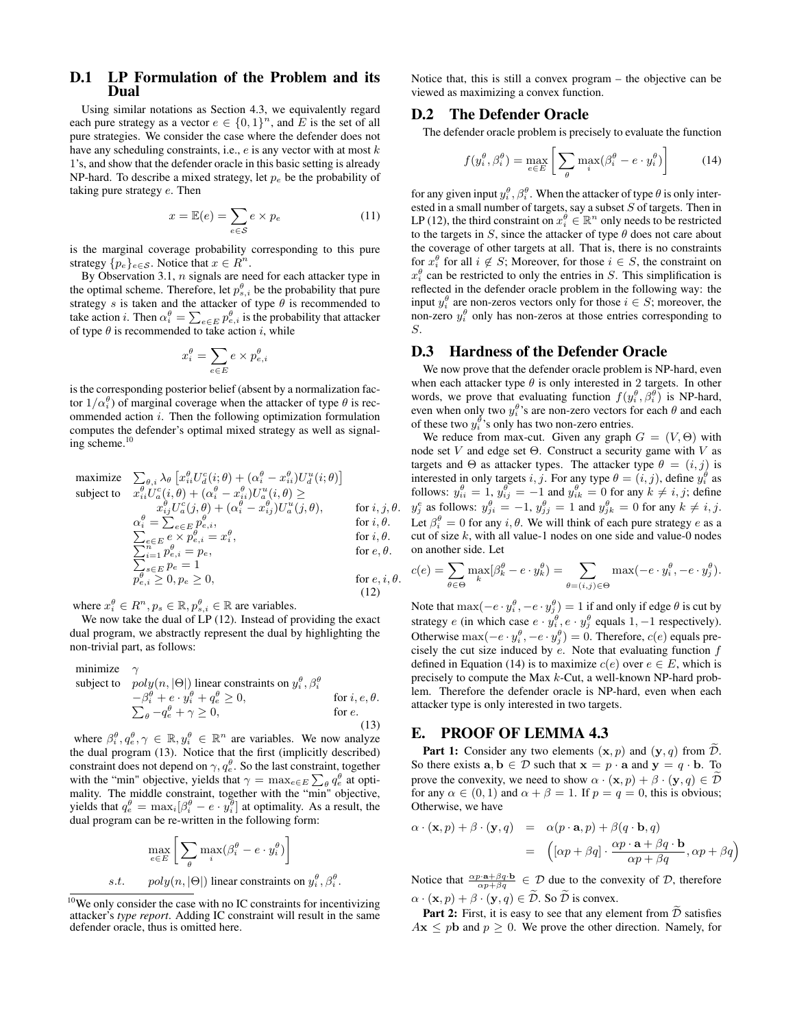### D.1 LP Formulation of the Problem and its Dual

Using similar notations as Section 4.3, we equivalently regard each pure strategy as a vector $e \in \{0,1\}^n$, and $E$ is the set of all pure strategies. We consider the case where the defender does not have any scheduling constraints, i.e., $e$ is any vector with at most $k$ 1's, and show that the defender oracle in this basic setting is already NP-hard. To describe a mixed strategy, let $p_e$ be the probability of taking pure strategy $e$. Then

$$x = \mathbb{E}(e) = \sum_{e \in \mathcal{S}} e \times p_e \tag{11}$$

is the marginal coverage probability corresponding to this pure strategy $\{p_e\}_{e \in \mathcal{S}}$. Notice that $x \in R^n$.

By Observation 3.1, $n$ signals are need for each attacker type in the optimal scheme. Therefore, let $p^\theta_{s,i}$ be the probability that pure strategy $s$ is taken and the attacker of type $\theta$ is recommended to take action $i$. Then $\alpha^\theta_i = \sum_{e \in E} p^\theta_{e,i}$ is the probability that attacker of type $\theta$ is recommended to take action $i$, while

$$x^\theta_i = \sum_{e \in E} e \times p^\theta_{e,i}$$

is the corresponding posterior belief (absent by a normalization factor $1/\alpha^\theta_i$) of marginal coverage when the attacker of type $\theta$ is recommended action $i$. Then the following optimization formulation computes the defender's optimal mixed strategy as well as signaling scheme.[10]

$$
\begin{array}{lll}
\text{maximize} & \sum_{\theta,i} \lambda_\theta \left[ x^\theta_{ii} U^c_d(i;\theta) + (\alpha^\theta_i - x^\theta_{ii}) U^u_d(i;\theta) \right] & \\
\text{subject to} & x^\theta_{ii} U^c_a(i,\theta) + (\alpha^\theta_i - x^\theta_{ii}) U^u_a(i,\theta) \geq & \\
& \quad x^\theta_{ij} U^c_a(j,\theta) + (\alpha^\theta_i - x^\theta_{ij}) U^u_a(j,\theta), & \text{for } i,j,\theta. \\
& \alpha^\theta_i = \sum_{e \in E} p^\theta_{e,i}, & \text{for } i,\theta. \\
& \sum_{e \in E} e \times p^\theta_{e,i} = x^\theta_i, & \text{for } i,\theta. \\
& \sum_{i=1}^n p^\theta_{e,i} = p_e, & \text{for } e,\theta. \\
& \sum_{s \in E} p_e = 1 & \\
& p^\theta_{e,i} \geq 0, p_e \geq 0, & \text{for } e,i,\theta.
\end{array}
\tag{12}
$$

where $x^\theta_i \in R^n, p_s \in \mathbb{R}, p^\theta_{s,i} \in \mathbb{R}$ are variables.

We now take the dual of LP (12). Instead of providing the exact dual program, we abstractly represent the dual by highlighting the non-trivial part, as follows:

$$
\begin{array}{lll}
\text{minimize} & \gamma & \\
\text{subject to} & poly(n, |\Theta|) \text{ linear constraints on } y^\theta_i, \beta^\theta_i & \\
& -\beta^\theta_i + e \cdot y^\theta_i + q^\theta_e \geq 0, & \text{for } i,e,\theta. \\
& \sum_\theta -q^\theta_e + \gamma \geq 0, & \text{for } e.
\end{array}
\tag{13}
$$

where $\beta^\theta_i, q^\theta_e, \gamma \in \mathbb{R}, y^\theta_i \in \mathbb{R}^n$ are variables. We now analyze the dual program (13). Notice that the first (implicitly described) constraint does not depend on $\gamma, q^\theta_e$. So the last constraint, together with the "min" objective, yields that $\gamma = \max_{e \in E} \sum_\theta q^\theta_e$ at optimality. The middle constraint, together with the "min" objective, yields that $q^\theta_e = \max_i [\beta^\theta_i - e \cdot y^\theta_i]$ at optimality. As a result, the dual program can be re-written in the following form:

$$
\begin{array}{ll}
\max_{e \in E} \left[ \sum_\theta \max_i (\beta^\theta_i - e \cdot y^\theta_i) \right] & \\
s.t. \quad poly(n, |\Theta|) \text{ linear constraints on } y^\theta_i, \beta^\theta_i. &
\end{array}
$$

Notice that, this is still a convex program – the objective can be viewed as maximizing a convex function.

[10] We only consider the case with no IC constraints for incentivizing attacker's *type report*. Adding IC constraint will result in the same defender oracle, thus is omitted here.

### D.2 The Defender Oracle

The defender oracle problem is precisely to evaluate the function

$$f(y^\theta_i, \beta^\theta_i) = \max_{e \in E} \left[ \sum_\theta \max_i (\beta^\theta_i - e \cdot y^\theta_i) \right] \tag{14}$$

for any given input $y^\theta_i, \beta^\theta_i$. When the attacker of type $\theta$ is only interested in a small number of targets, say a subset $S$ of targets. Then in LP (12), the third constraint on $x^\theta_i \in \mathbb{R}^n$ only needs to be restricted to the targets in $S$, since the attacker of type $\theta$ does not care about the coverage of other targets at all. That is, there is no constraints for $x^\theta_i$ for all $i \notin S$; Moreover, for those $i \in S$, the constraint on $x^\theta_i$ can be restricted to only the entries in $S$. This simplification is reflected in the defender oracle problem in the following way: the input $y^\theta_i$ are non-zeros vectors only for those $i \in S$; moreover, the non-zero $y^\theta_i$ only has non-zeros at those entries corresponding to $S$.

### D.3 Hardness of the Defender Oracle

We now prove that the defender oracle problem is NP-hard, even when each attacker type $\theta$ is only interested in 2 targets. In other words, we prove that evaluating function $f(y^\theta_i, \beta^\theta_i)$ is NP-hard, even when only two $y^\theta_i$'s are non-zero vectors for each $\theta$ and each of these two $y^\theta_i$'s only has two non-zero entries.

We reduce from max-cut. Given any graph $G = (V, \Theta)$ with node set $V$ and edge set $\Theta$. Construct a security game with $V$ as targets and $\Theta$ as attacker types. The attacker type $\theta = (i,j)$ is interested in only targets $i,j$. For any type $\theta = (i,j)$, define $y^\theta_i$ as follows: $y^\theta_{ii} = 1$, $y^\theta_{ij} = -1$ and $y^\theta_{ik} = 0$ for any $k \neq i,j$; define $y^e_j$ as follows: $y^\theta_{ji} = -1$, $y^\theta_{jj} = 1$ and $y^\theta_{jk} = 0$ for any $k \neq i,j$. Let $\beta^\theta_i = 0$ for any $i, \theta$. We will think of each pure strategy $e$ as a cut of size $k$, with all value-1 nodes on one side and value-0 nodes on another side. Let

$$c(e) = \sum_{\theta \in \Theta} \max_k [\beta^\theta_k - e \cdot y^\theta_k] = \sum_{\theta = (i,j) \in \Theta} \max(-e \cdot y^\theta_i, -e \cdot y^\theta_j).$$

Note that $\max(-e \cdot y^\theta_i, -e \cdot y^\theta_j) = 1$ if and only if edge $\theta$ is cut by strategy $e$ (in which case $e \cdot y^\theta_i, e \cdot y^\theta_j$ equals $1, -1$ respectively). Otherwise $\max(-e \cdot y^\theta_i, -e \cdot y^\theta_j) = 0$. Therefore, $c(e)$ equals precisely the cut size induced by $e$. Note that evaluating function $f$ defined in Equation (14) is to maximize $c(e)$ over $e \in E$, which is precisely to compute the Max $k$-Cut, a well-known NP-hard problem. Therefore the defender oracle is NP-hard, even when each attacker type is only interested in two targets.

## E. PROOF OF LEMMA 4.3

**Part 1:** Consider any two elements $(\mathbf{x}, p)$ and $(\mathbf{y}, q)$ from $\widetilde{\mathcal{D}}$. So there exists $\mathbf{a}, \mathbf{b} \in \mathcal{D}$ such that $\mathbf{x} = p \cdot \mathbf{a}$ and $\mathbf{y} = q \cdot \mathbf{b}$. To prove the convexity, we need to show $\alpha \cdot (\mathbf{x}, p) + \beta \cdot (\mathbf{y}, q) \in \widetilde{\mathcal{D}}$ for any $\alpha \in (0,1)$ and $\alpha + \beta = 1$. If $p = q = 0$, this is obvious; Otherwise, we have

$$
\begin{aligned}
\alpha \cdot (\mathbf{x}, p) + \beta \cdot (\mathbf{y}, q) &= \alpha(p \cdot \mathbf{a}, p) + \beta(q \cdot \mathbf{b}, q) \\
&= \left( [\alpha p + \beta q] \cdot \frac{\alpha p \cdot \mathbf{a} + \beta q \cdot \mathbf{b}}{\alpha p + \beta q}, \alpha p + \beta q \right)
\end{aligned}
$$

Notice that $\frac{\alpha p \cdot \mathbf{a} + \beta q \cdot \mathbf{b}}{\alpha p + \beta q} \in \mathcal{D}$ due to the convexity of $\mathcal{D}$, therefore $\alpha \cdot (\mathbf{x}, p) + \beta \cdot (\mathbf{y}, q) \in \widetilde{\mathcal{D}}$. So $\widetilde{\mathcal{D}}$ is convex.

**Part 2:** First, it is easy to see that any element from $\widetilde{\mathcal{D}}$ satisfies $A\mathbf{x} \leq p\mathbf{b}$ and $p \geq 0$. We prove the other direction. Namely, for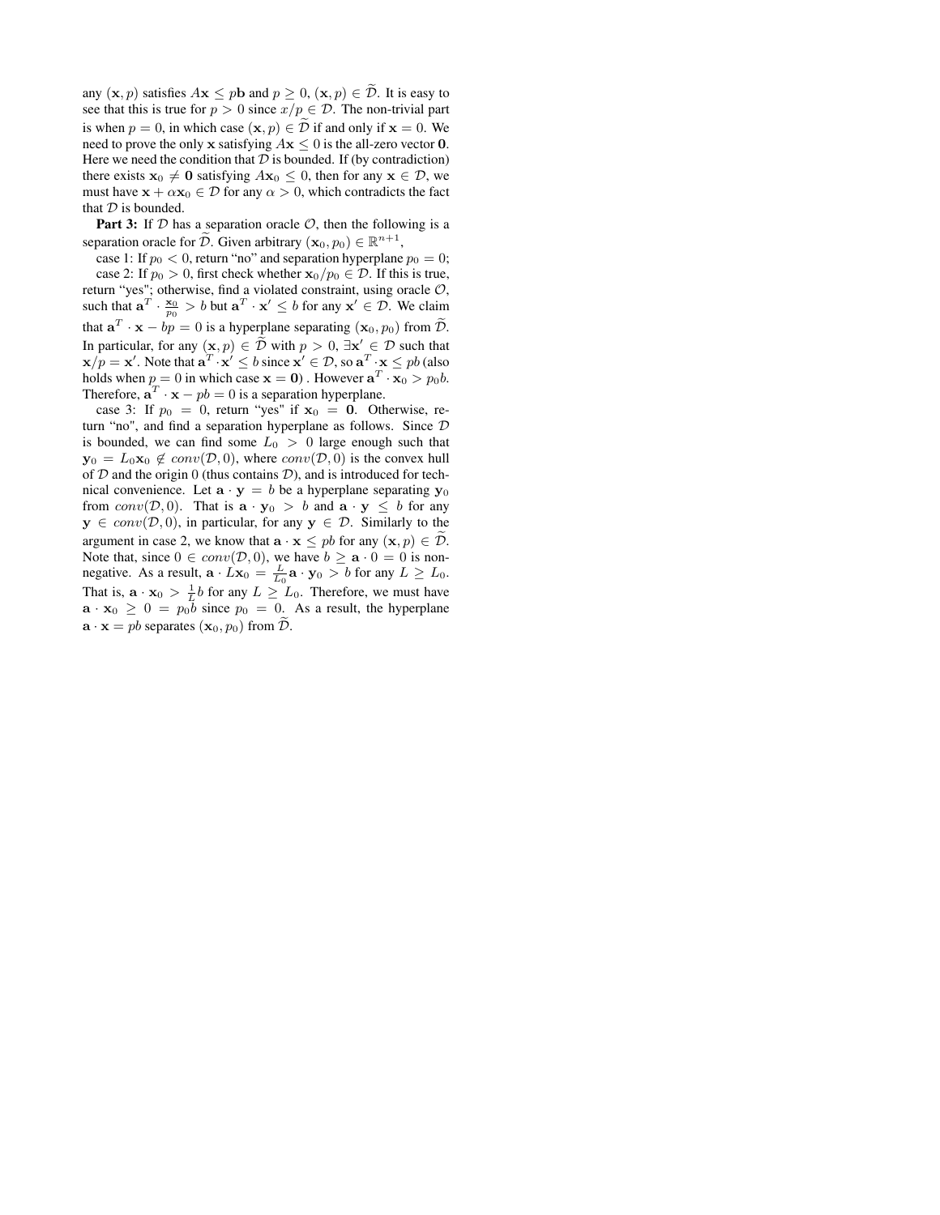any $(\mathbf{x}, p)$ satisfies $A\mathbf{x} \leq p\mathbf{b}$ and $p \geq 0$, $(\mathbf{x}, p) \in \widetilde{\mathcal{D}}$. It is easy to see that this is true for $p > 0$ since $x/p \in \mathcal{D}$. The non-trivial part is when $p = 0$, in which case $(\mathbf{x}, p) \in \widetilde{\mathcal{D}}$ if and only if $\mathbf{x} = 0$. We need to prove the only $\mathbf{x}$ satisfying $A\mathbf{x} \leq 0$ is the all-zero vector $\mathbf{0}$. Here we need the condition that $\mathcal{D}$ is bounded. If (by contradiction) there exists $\mathbf{x}_0 \neq \mathbf{0}$ satisfying $A\mathbf{x}_0 \leq 0$, then for any $\mathbf{x} \in \mathcal{D}$, we must have $\mathbf{x} + \alpha\mathbf{x}_0 \in \mathcal{D}$ for any $\alpha > 0$, which contradicts the fact that $\mathcal{D}$ is bounded.

**Part 3:** If $\mathcal{D}$ has a separation oracle $\mathcal{O}$, then the following is a separation oracle for $\widetilde{\mathcal{D}}$. Given arbitrary $(\mathbf{x}_0, p_0) \in \mathbb{R}^{n+1}$,

case 1: If $p_0 < 0$, return "no" and separation hyperplane $p_0 = 0$;

case 2: If $p_0 > 0$, first check whether $\mathbf{x}_0/p_0 \in \mathcal{D}$. If this is true, return "yes"; otherwise, find a violated constraint, using oracle $\mathcal{O}$, such that $\mathbf{a}^T \cdot \frac{\mathbf{x}_0}{p_0} > b$ but $\mathbf{a}^T \cdot \mathbf{x}' \leq b$ for any $\mathbf{x}' \in \mathcal{D}$. We claim that $\mathbf{a}^T \cdot \mathbf{x} - bp = 0$ is a hyperplane separating $(\mathbf{x}_0, p_0)$ from $\widetilde{\mathcal{D}}$. In particular, for any $(\mathbf{x}, p) \in \widetilde{\mathcal{D}}$ with $p > 0$, $\exists \mathbf{x}' \in \mathcal{D}$ such that $\mathbf{x}/p = \mathbf{x}'$. Note that $\mathbf{a}^T \cdot \mathbf{x}' \leq b$ since $\mathbf{x}' \in \mathcal{D}$, so $\mathbf{a}^T \cdot \mathbf{x} \leq pb$ (also holds when $p = 0$ in which case $\mathbf{x} = \mathbf{0}$) . However $\mathbf{a}^T \cdot \mathbf{x}_0 > p_0 b$. Therefore, $\mathbf{a}^T \cdot \mathbf{x} - pb = 0$ is a separation hyperplane.

case 3: If $p_0 = 0$, return "yes" if $\mathbf{x}_0 = \mathbf{0}$. Otherwise, return "no", and find a separation hyperplane as follows. Since $\mathcal{D}$ is bounded, we can find some $L_0 > 0$ large enough such that $\mathbf{y}_0 = L_0\mathbf{x}_0 \notin conv(\mathcal{D}, 0)$, where $conv(\mathcal{D}, 0)$ is the convex hull of $\mathcal{D}$ and the origin 0 (thus contains $\mathcal{D}$), and is introduced for technical convenience. Let $\mathbf{a} \cdot \mathbf{y} = b$ be a hyperplane separating $\mathbf{y}_0$ from $conv(\mathcal{D}, 0)$. That is $\mathbf{a} \cdot \mathbf{y}_0 > b$ and $\mathbf{a} \cdot \mathbf{y} \leq b$ for any $\mathbf{y} \in conv(\mathcal{D}, 0)$, in particular, for any $\mathbf{y} \in \mathcal{D}$. Similarly to the argument in case 2, we know that $\mathbf{a} \cdot \mathbf{x} \leq pb$ for any $(\mathbf{x}, p) \in \widetilde{\mathcal{D}}$. Note that, since $0 \in conv(\mathcal{D}, 0)$, we have $b \geq \mathbf{a} \cdot 0 = 0$ is non-negative. As a result, $\mathbf{a} \cdot L\mathbf{x}_0 = \frac{L}{L_0}\mathbf{a} \cdot \mathbf{y}_0 > b$ for any $L \geq L_0$. That is, $\mathbf{a} \cdot \mathbf{x}_0 > \frac{1}{L}b$ for any $L \geq L_0$. Therefore, we must have $\mathbf{a} \cdot \mathbf{x}_0 \geq 0 = p_0 b$ since $p_0 = 0$. As a result, the hyperplane $\mathbf{a} \cdot \mathbf{x} = pb$ separates $(\mathbf{x}_0, p_0)$ from $\widetilde{\mathcal{D}}$.